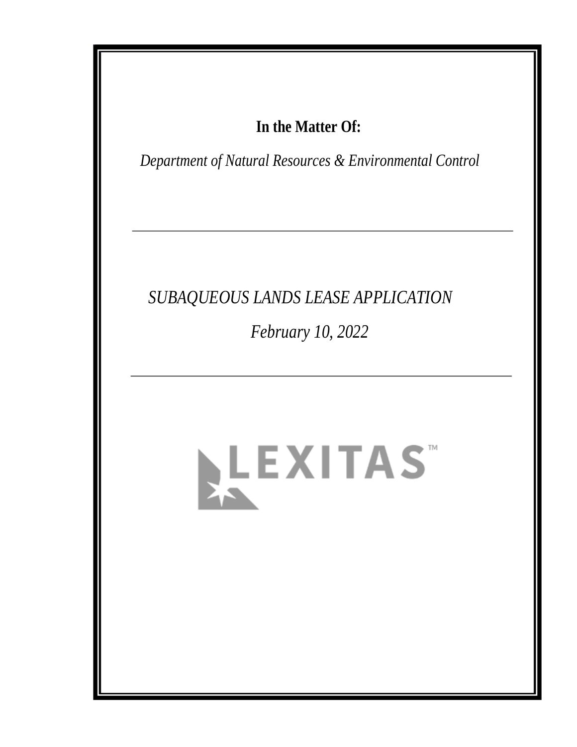**In the Matter Of:**

*Department of Natural Resources & Environmental Control*

---

*SUBAQUEOUS LANDS LEASE APPLICATION*

*February 10, 2022*

---

LEXITAS™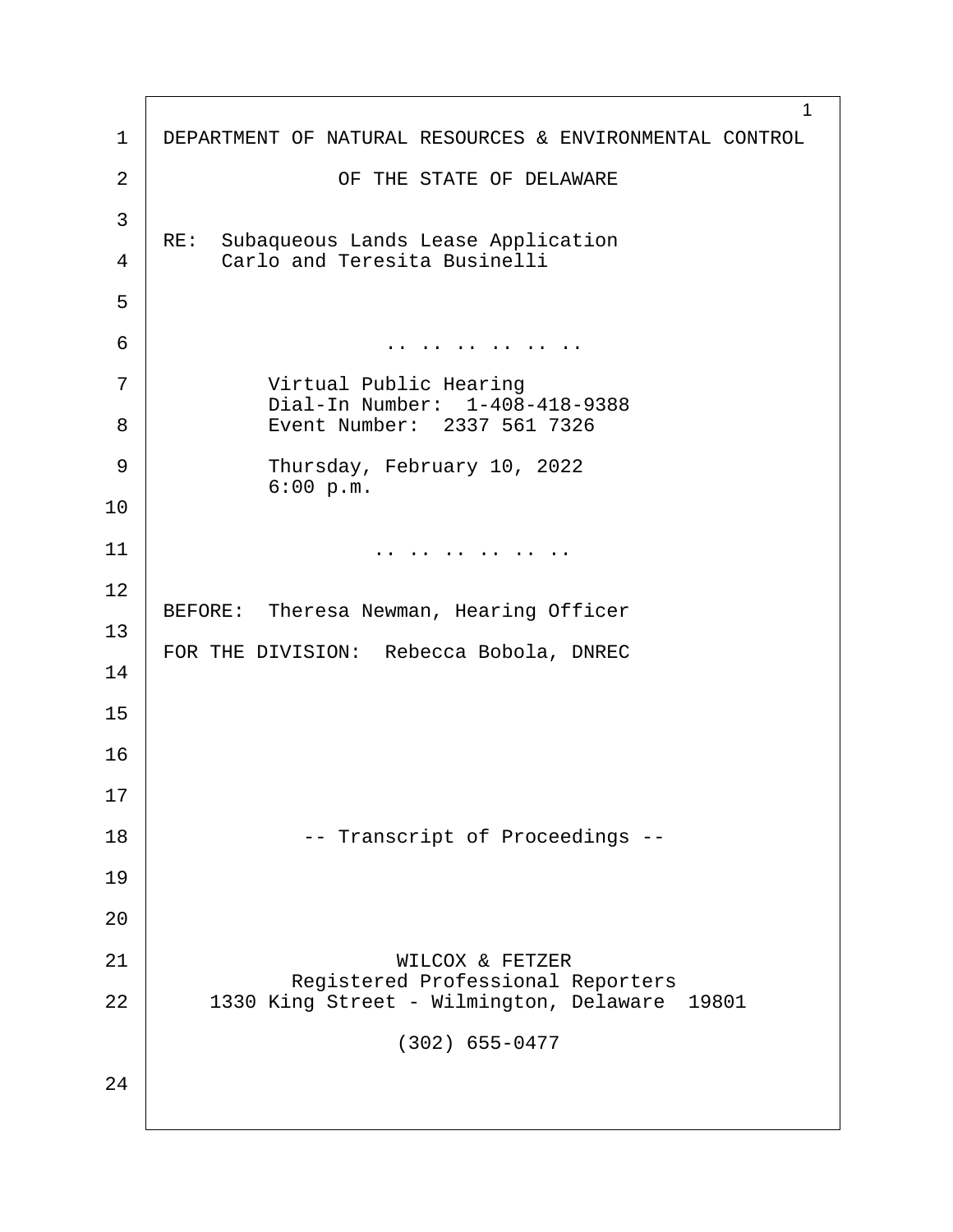DEPARTMENT OF NATURAL RESOURCES & ENVIRONMENTAL CONTROL

OF THE STATE OF DELAWARE

RE: Subaqueous Lands Lease Application
Carlo and Teresita Businelli

.. .. .. .. .. ..

Virtual Public Hearing
Dial-In Number: 1-408-418-9388
Event Number: 2337 561 7326

Thursday, February 10, 2022
6:00 p.m.

.. .. .. .. .. ..

BEFORE: Theresa Newman, Hearing Officer

FOR THE DIVISION: Rebecca Bobola, DNREC

-- Transcript of Proceedings --

WILCOX & FETZER
Registered Professional Reporters
1330 King Street - Wilmington, Delaware 19801

(302) 655-0477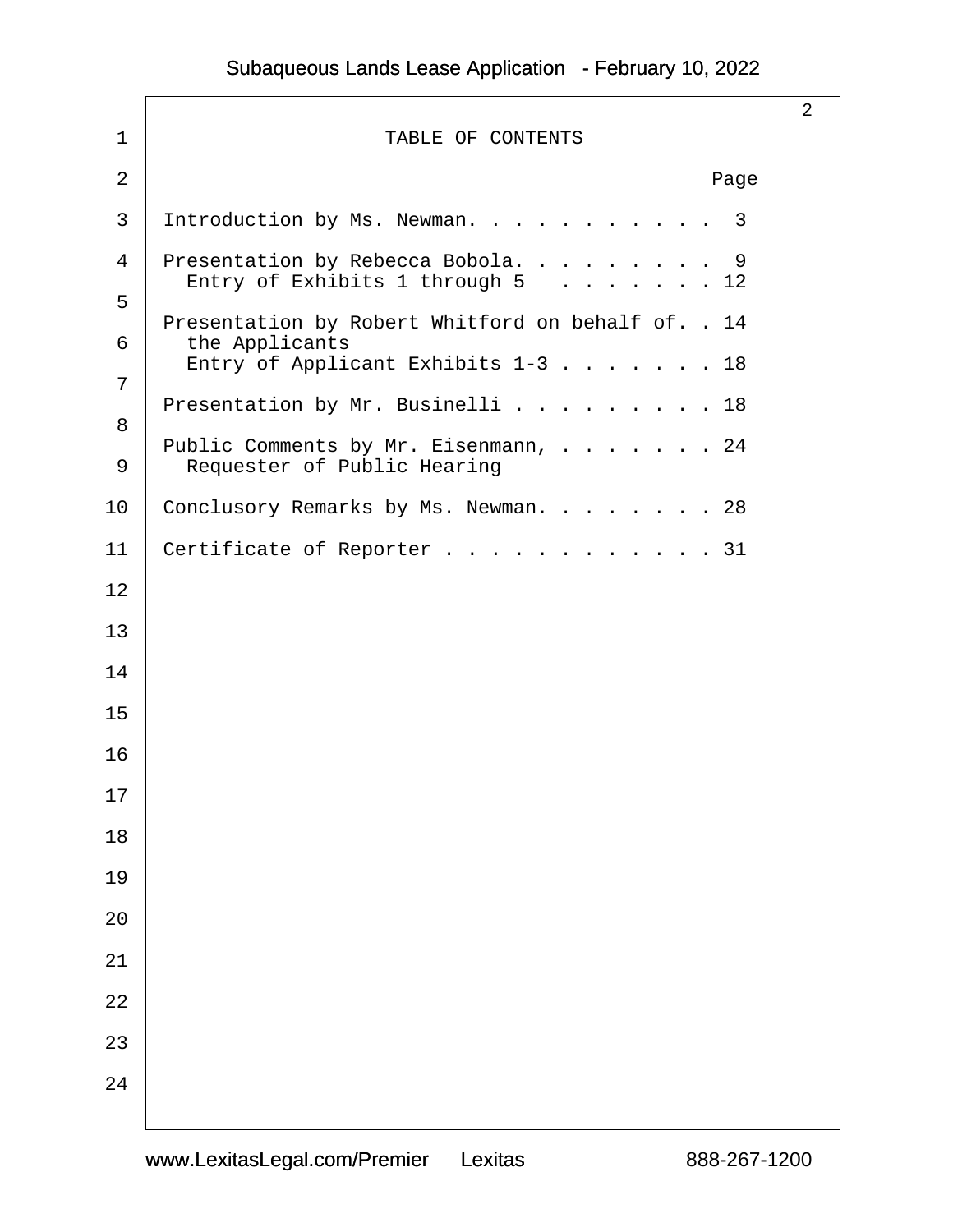# TABLE OF CONTENTS

| | Page |
|---|---|
| Introduction by Ms. Newman. . . . . . . . . . . . | 3 |
| Presentation by Rebecca Bobola. . . . . . . . . | 9 |
| Entry of Exhibits 1 through 5 . . . . . . . | 12 |
| Presentation by Robert Whitford on behalf of the Applicants | 14 |
| Entry of Applicant Exhibits 1-3 . . . . . . . | 18 |
| Presentation by Mr. Businelli . . . . . . . . . | 18 |
| Public Comments by Mr. Eisenmann, Requester of Public Hearing | 24 |
| Conclusory Remarks by Ms. Newman. . . . . . . . | 28 |
| Certificate of Reporter . . . . . . . . . . . . | 31 |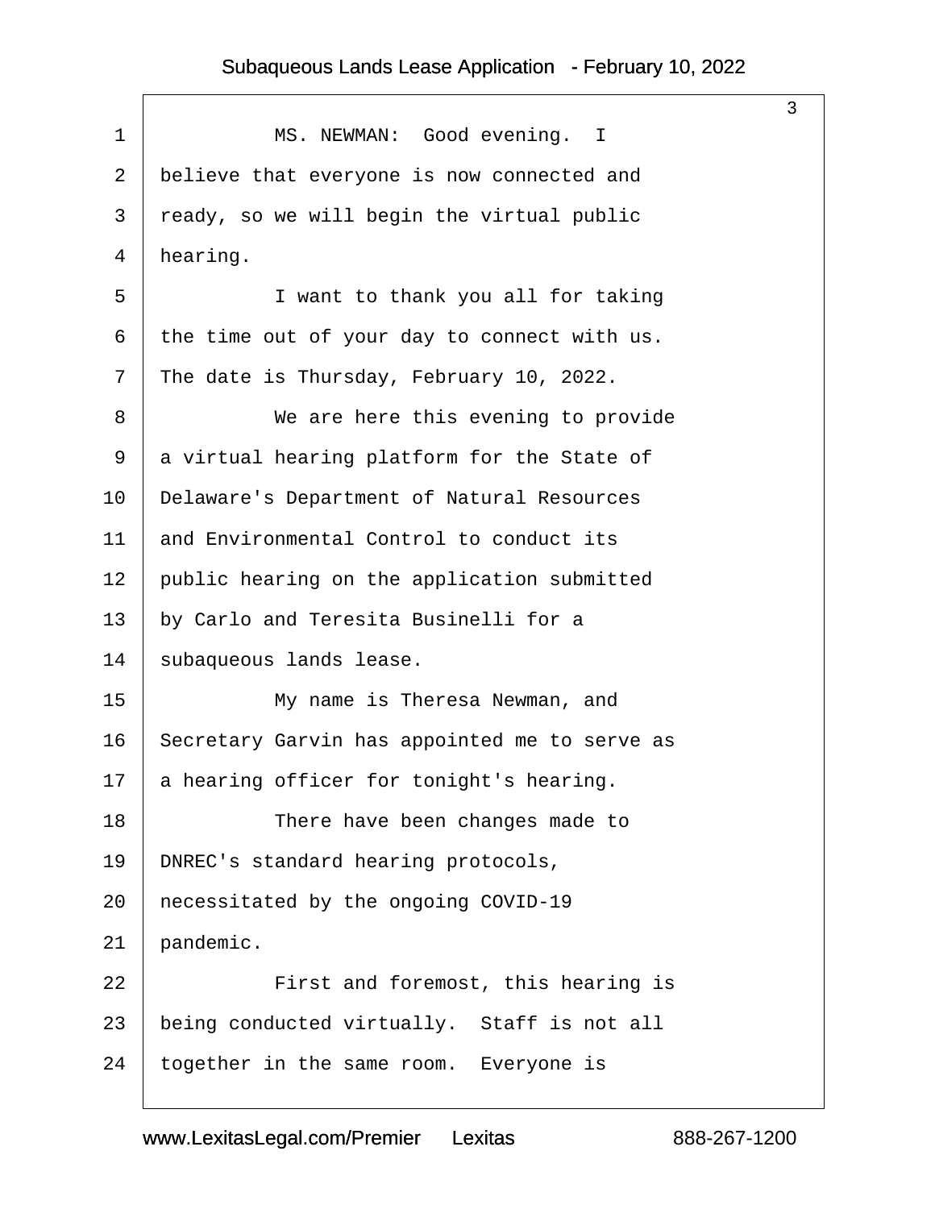MS. NEWMAN: Good evening. I believe that everyone is now connected and ready, so we will begin the virtual public hearing.

I want to thank you all for taking the time out of your day to connect with us. The date is Thursday, February 10, 2022.

We are here this evening to provide a virtual hearing platform for the State of Delaware's Department of Natural Resources and Environmental Control to conduct its public hearing on the application submitted by Carlo and Teresita Businelli for a subaqueous lands lease.

My name is Theresa Newman, and Secretary Garvin has appointed me to serve as a hearing officer for tonight's hearing.

There have been changes made to DNREC's standard hearing protocols, necessitated by the ongoing COVID-19 pandemic.

First and foremost, this hearing is being conducted virtually. Staff is not all together in the same room. Everyone is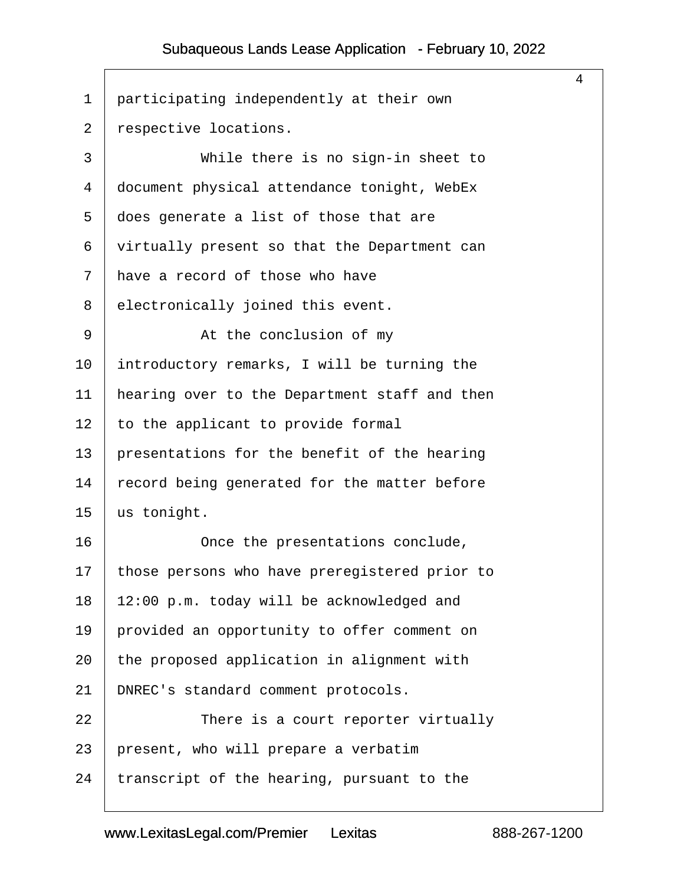participating independently at their own respective locations.

While there is no sign-in sheet to document physical attendance tonight, WebEx does generate a list of those that are virtually present so that the Department can have a record of those who have electronically joined this event.

At the conclusion of my introductory remarks, I will be turning the hearing over to the Department staff and then to the applicant to provide formal presentations for the benefit of the hearing record being generated for the matter before us tonight.

Once the presentations conclude, those persons who have preregistered prior to 12:00 p.m. today will be acknowledged and provided an opportunity to offer comment on the proposed application in alignment with DNREC's standard comment protocols.

There is a court reporter virtually present, who will prepare a verbatim transcript of the hearing, pursuant to the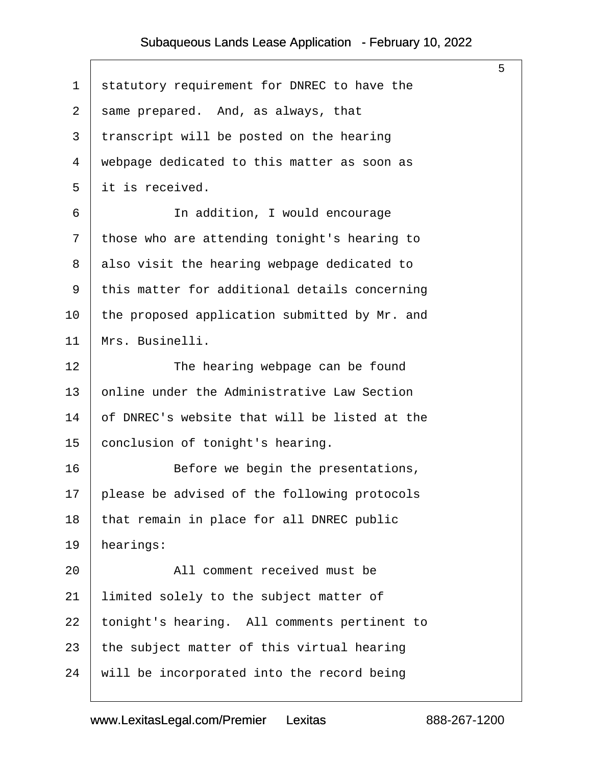statutory requirement for DNREC to have the same prepared. And, as always, that transcript will be posted on the hearing webpage dedicated to this matter as soon as it is received.

In addition, I would encourage those who are attending tonight's hearing to also visit the hearing webpage dedicated to this matter for additional details concerning the proposed application submitted by Mr. and Mrs. Businelli.

The hearing webpage can be found online under the Administrative Law Section of DNREC's website that will be listed at the conclusion of tonight's hearing.

Before we begin the presentations, please be advised of the following protocols that remain in place for all DNREC public hearings:

All comment received must be limited solely to the subject matter of tonight's hearing. All comments pertinent to the subject matter of this virtual hearing will be incorporated into the record being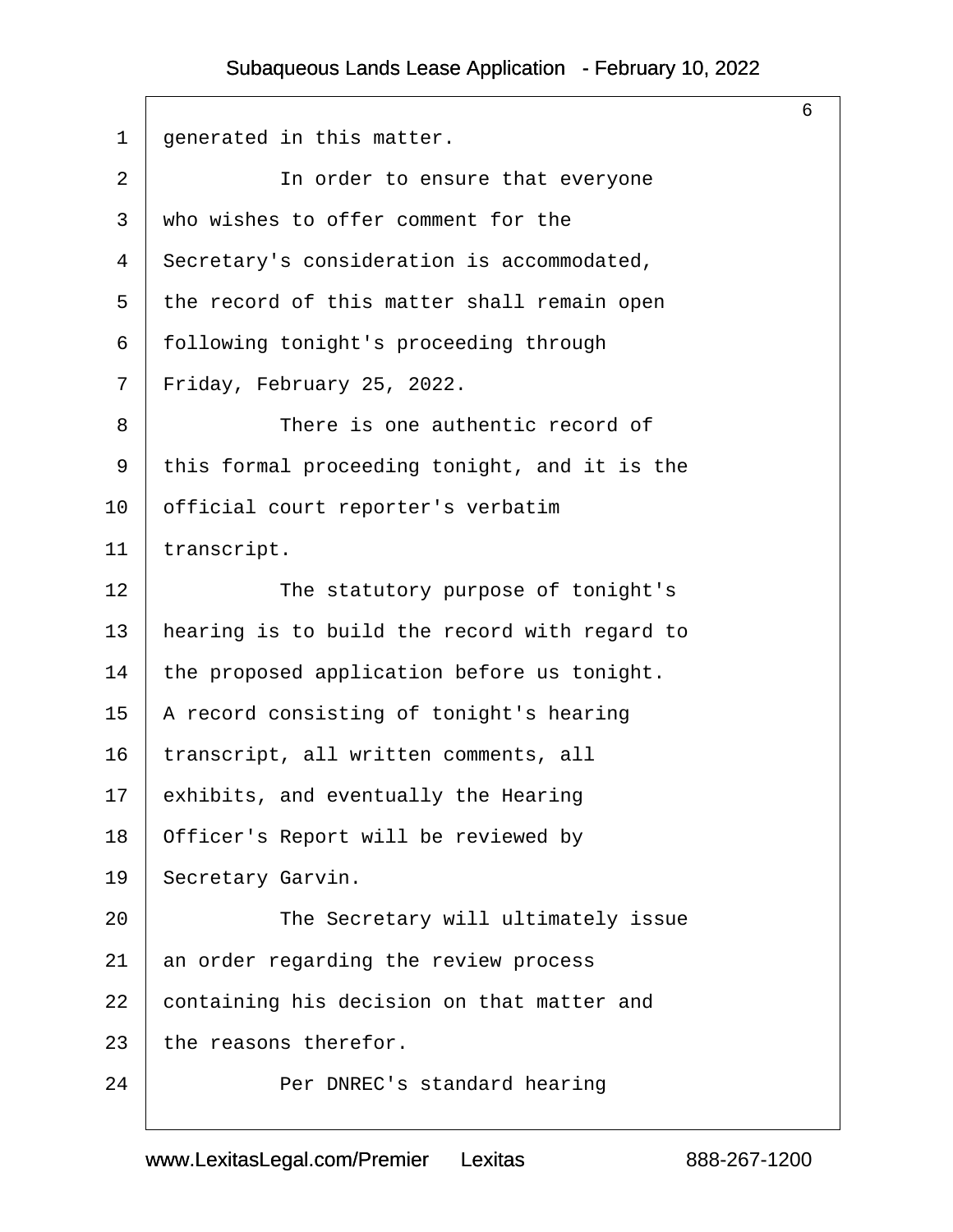generated in this matter.

In order to ensure that everyone who wishes to offer comment for the Secretary's consideration is accommodated, the record of this matter shall remain open following tonight's proceeding through Friday, February 25, 2022.

There is one authentic record of this formal proceeding tonight, and it is the official court reporter's verbatim transcript.

The statutory purpose of tonight's hearing is to build the record with regard to the proposed application before us tonight. A record consisting of tonight's hearing transcript, all written comments, all exhibits, and eventually the Hearing Officer's Report will be reviewed by Secretary Garvin.

The Secretary will ultimately issue an order regarding the review process containing his decision on that matter and the reasons therefor.

Per DNREC's standard hearing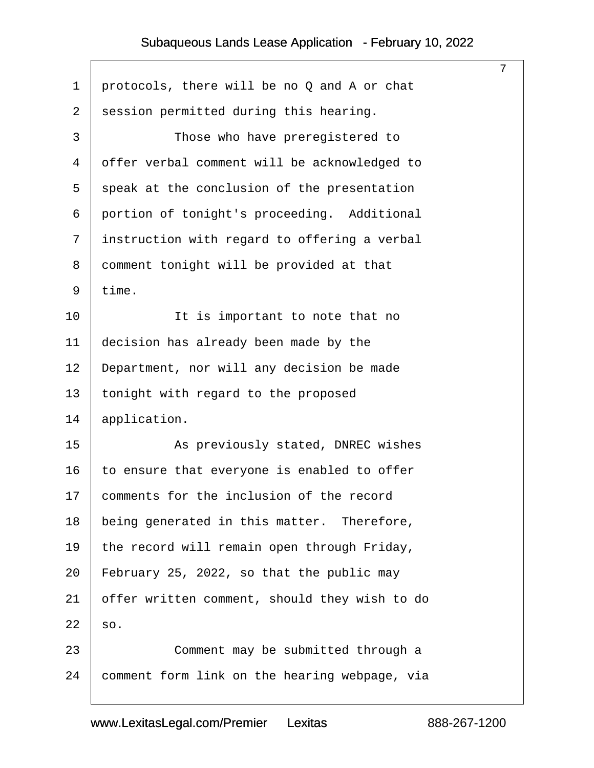protocols, there will be no Q and A or chat session permitted during this hearing.

Those who have preregistered to offer verbal comment will be acknowledged to speak at the conclusion of the presentation portion of tonight's proceeding. Additional instruction with regard to offering a verbal comment tonight will be provided at that time.

It is important to note that no decision has already been made by the Department, nor will any decision be made tonight with regard to the proposed application.

As previously stated, DNREC wishes to ensure that everyone is enabled to offer comments for the inclusion of the record being generated in this matter. Therefore, the record will remain open through Friday, February 25, 2022, so that the public may offer written comment, should they wish to do so.

Comment may be submitted through a comment form link on the hearing webpage, via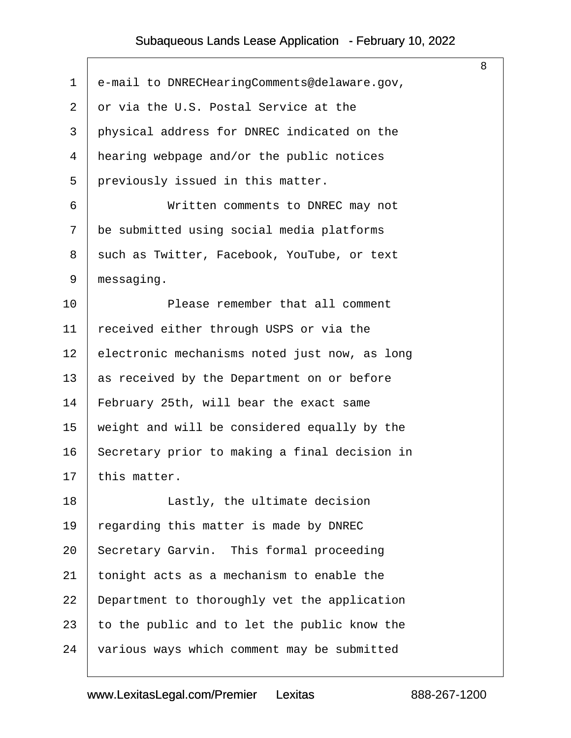e-mail to DNRECHearingComments@delaware.gov, or via the U.S. Postal Service at the physical address for DNREC indicated on the hearing webpage and/or the public notices previously issued in this matter.

Written comments to DNREC may not be submitted using social media platforms such as Twitter, Facebook, YouTube, or text messaging.

Please remember that all comment received either through USPS or via the electronic mechanisms noted just now, as long as received by the Department on or before February 25th, will bear the exact same weight and will be considered equally by the Secretary prior to making a final decision in this matter.

Lastly, the ultimate decision regarding this matter is made by DNREC Secretary Garvin. This formal proceeding tonight acts as a mechanism to enable the Department to thoroughly vet the application to the public and to let the public know the various ways which comment may be submitted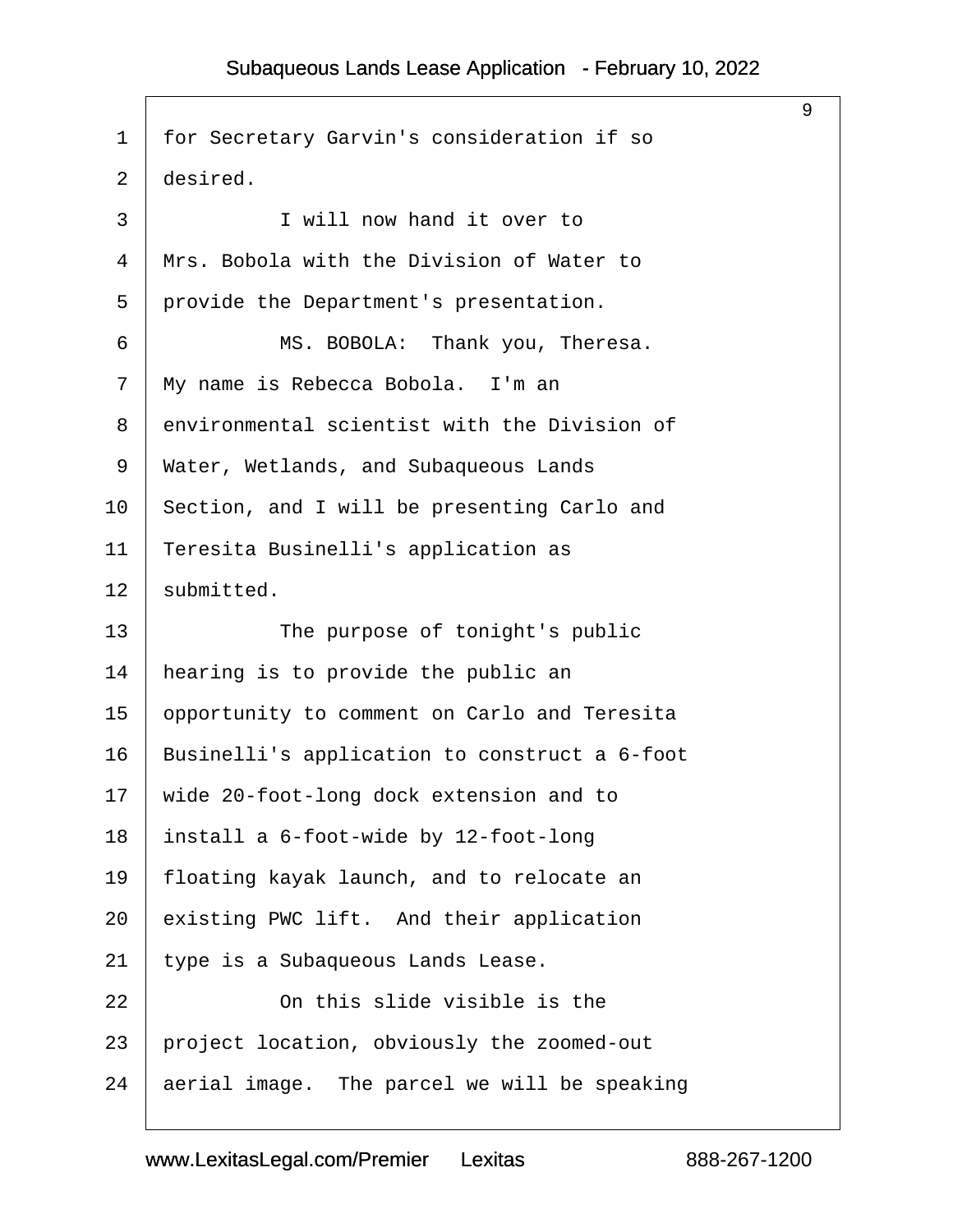for Secretary Garvin's consideration if so desired.

I will now hand it over to Mrs. Bobola with the Division of Water to provide the Department's presentation.

MS. BOBOLA: Thank you, Theresa. My name is Rebecca Bobola. I'm an environmental scientist with the Division of Water, Wetlands, and Subaqueous Lands Section, and I will be presenting Carlo and Teresita Businelli's application as submitted.

The purpose of tonight's public hearing is to provide the public an opportunity to comment on Carlo and Teresita Businelli's application to construct a 6-foot wide 20-foot-long dock extension and to install a 6-foot-wide by 12-foot-long floating kayak launch, and to relocate an existing PWC lift. And their application type is a Subaqueous Lands Lease.

On this slide visible is the project location, obviously the zoomed-out aerial image. The parcel we will be speaking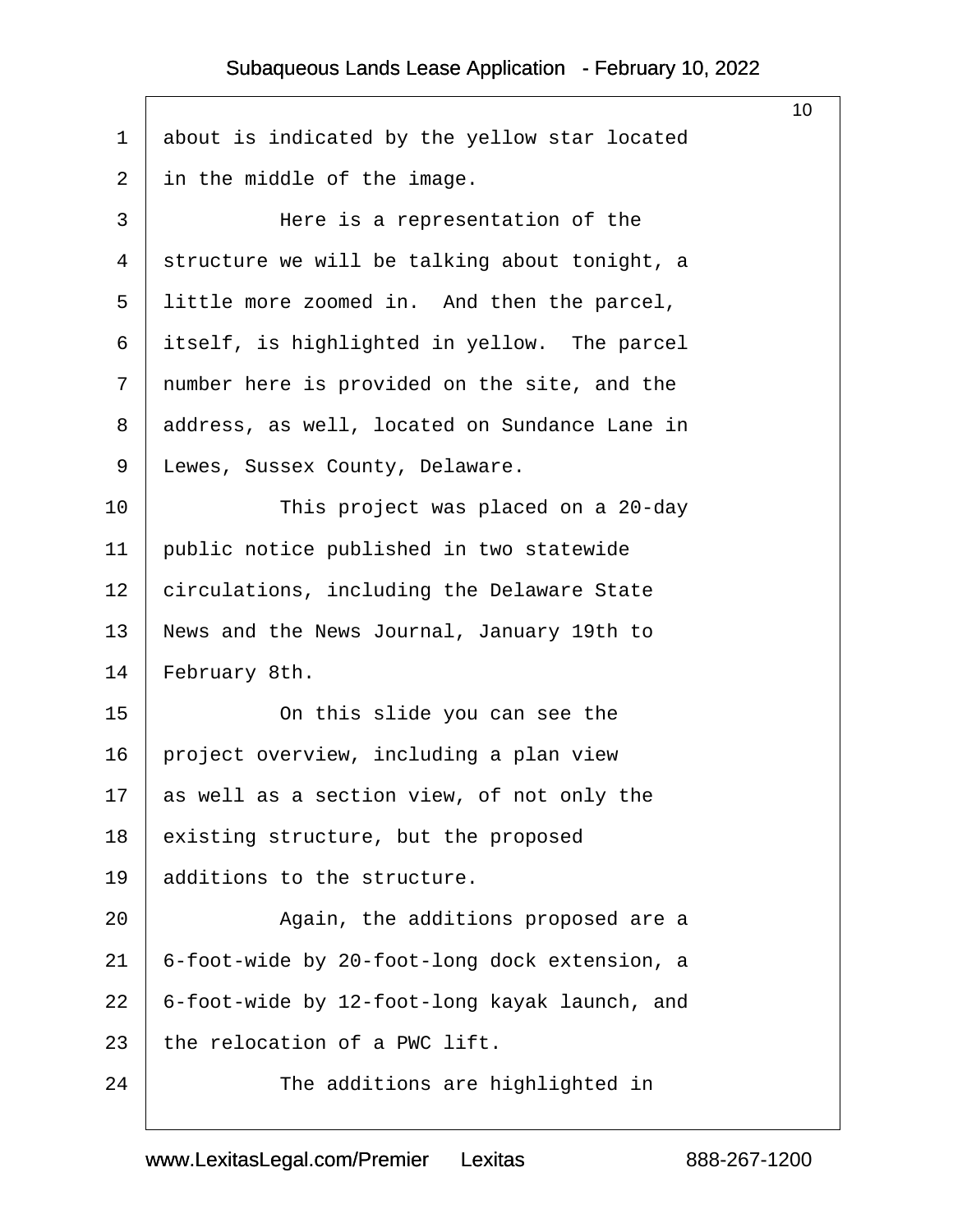about is indicated by the yellow star located in the middle of the image.

Here is a representation of the structure we will be talking about tonight, a little more zoomed in. And then the parcel, itself, is highlighted in yellow. The parcel number here is provided on the site, and the address, as well, located on Sundance Lane in Lewes, Sussex County, Delaware.

This project was placed on a 20-day public notice published in two statewide circulations, including the Delaware State News and the News Journal, January 19th to February 8th.

On this slide you can see the project overview, including a plan view as well as a section view, of not only the existing structure, but the proposed additions to the structure.

Again, the additions proposed are a 6-foot-wide by 20-foot-long dock extension, a 6-foot-wide by 12-foot-long kayak launch, and the relocation of a PWC lift.

The additions are highlighted in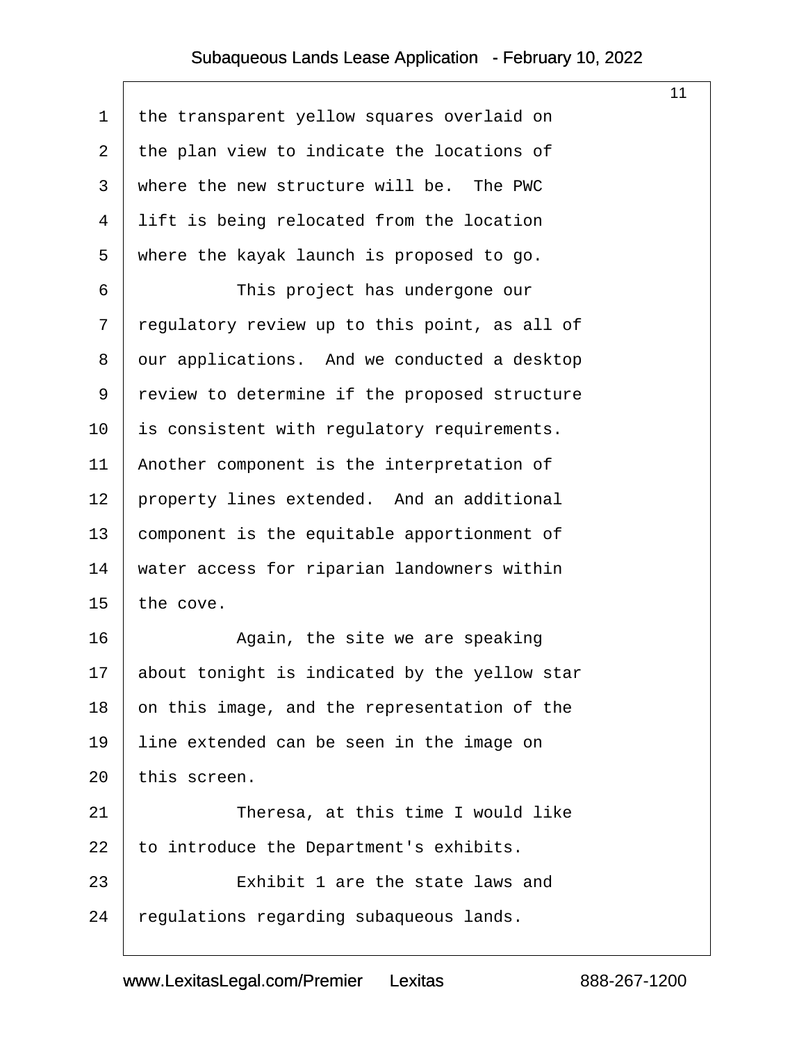the transparent yellow squares overlaid on the plan view to indicate the locations of where the new structure will be. The PWC lift is being relocated from the location where the kayak launch is proposed to go.

This project has undergone our regulatory review up to this point, as all of our applications. And we conducted a desktop review to determine if the proposed structure is consistent with regulatory requirements. Another component is the interpretation of property lines extended. And an additional component is the equitable apportionment of water access for riparian landowners within the cove.

Again, the site we are speaking about tonight is indicated by the yellow star on this image, and the representation of the line extended can be seen in the image on this screen.

Theresa, at this time I would like to introduce the Department's exhibits.

Exhibit 1 are the state laws and regulations regarding subaqueous lands.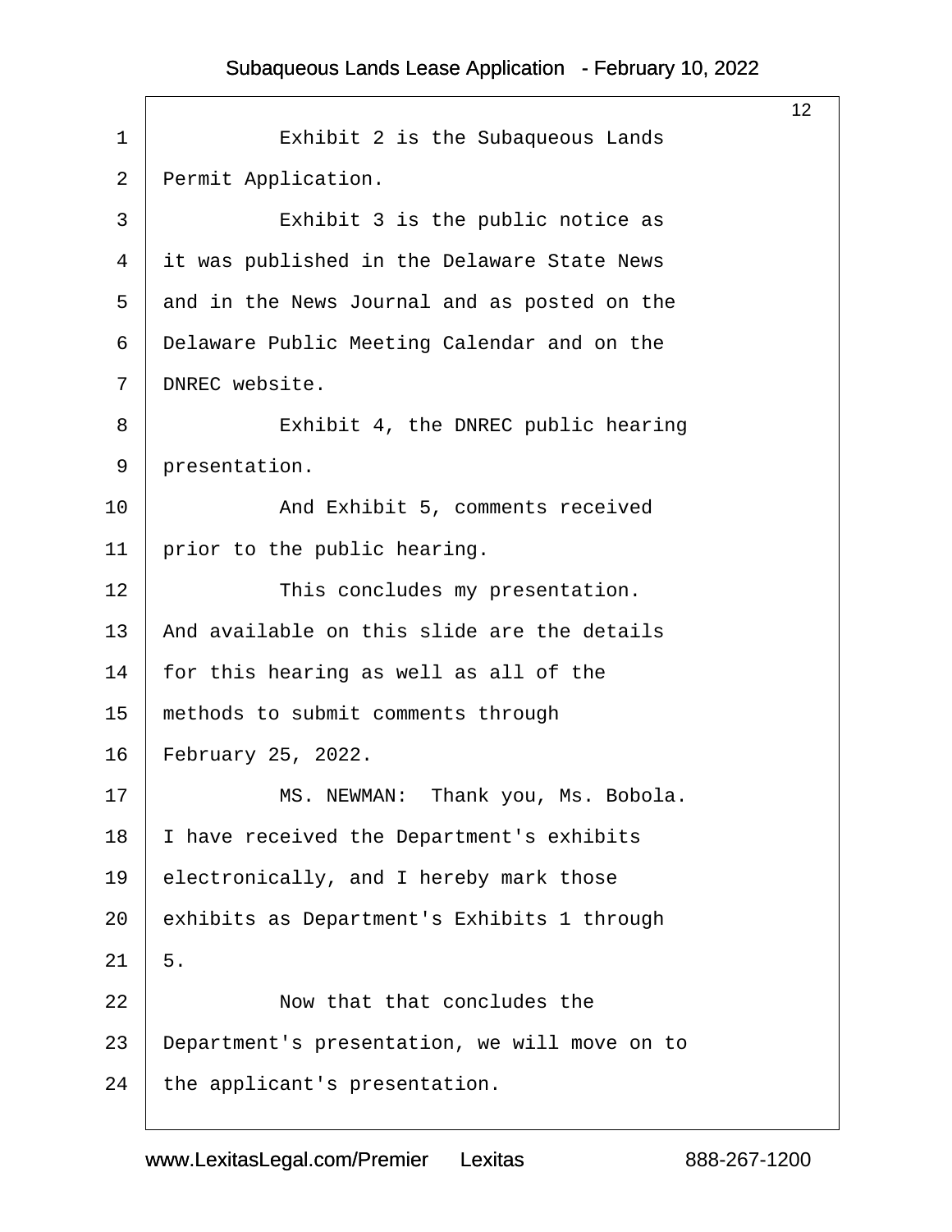Exhibit 2 is the Subaqueous Lands Permit Application.

Exhibit 3 is the public notice as it was published in the Delaware State News and in the News Journal and as posted on the Delaware Public Meeting Calendar and on the DNREC website.

Exhibit 4, the DNREC public hearing presentation.

And Exhibit 5, comments received prior to the public hearing.

This concludes my presentation. And available on this slide are the details for this hearing as well as all of the methods to submit comments through February 25, 2022.

MS. NEWMAN: Thank you, Ms. Bobola. I have received the Department's exhibits electronically, and I hereby mark those exhibits as Department's Exhibits 1 through 5.

Now that that concludes the Department's presentation, we will move on to the applicant's presentation.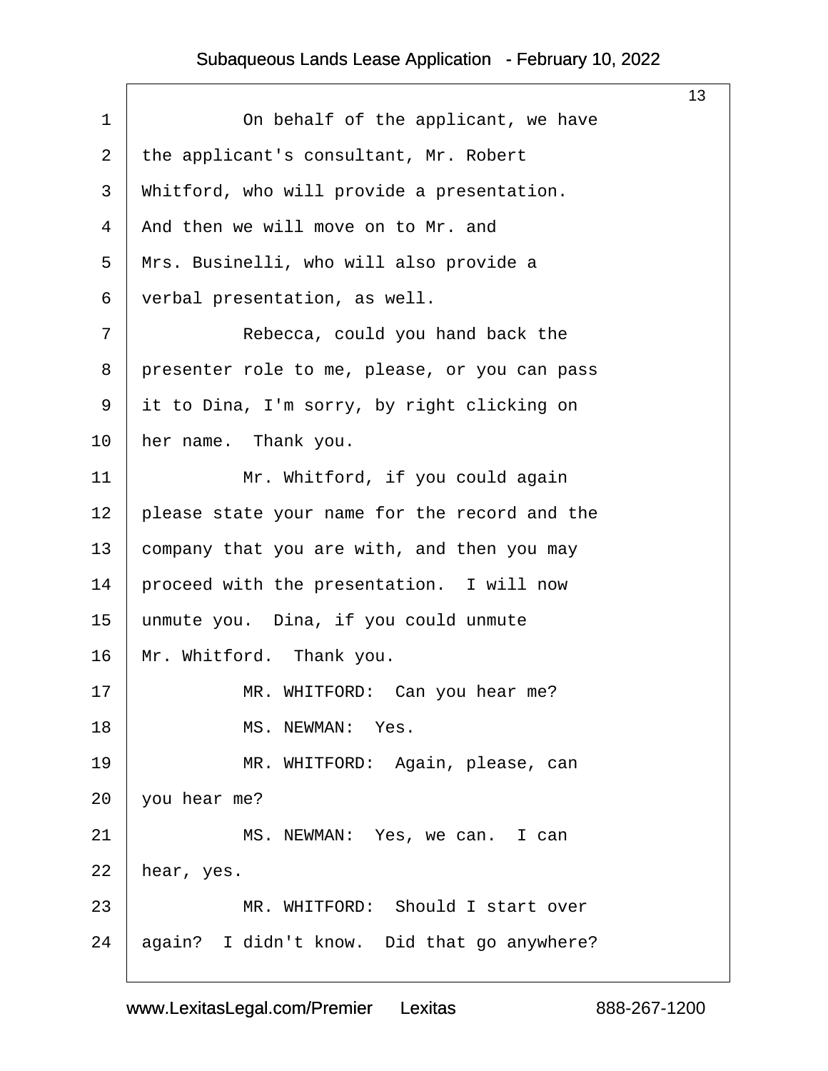On behalf of the applicant, we have the applicant's consultant, Mr. Robert Whitford, who will provide a presentation. And then we will move on to Mr. and Mrs. Businelli, who will also provide a verbal presentation, as well.

Rebecca, could you hand back the presenter role to me, please, or you can pass it to Dina, I'm sorry, by right clicking on her name. Thank you.

Mr. Whitford, if you could again please state your name for the record and the company that you are with, and then you may proceed with the presentation. I will now unmute you. Dina, if you could unmute Mr. Whitford. Thank you.

MR. WHITFORD: Can you hear me?

MS. NEWMAN: Yes.

MR. WHITFORD: Again, please, can you hear me?

MS. NEWMAN: Yes, we can. I can hear, yes.

MR. WHITFORD: Should I start over again? I didn't know. Did that go anywhere?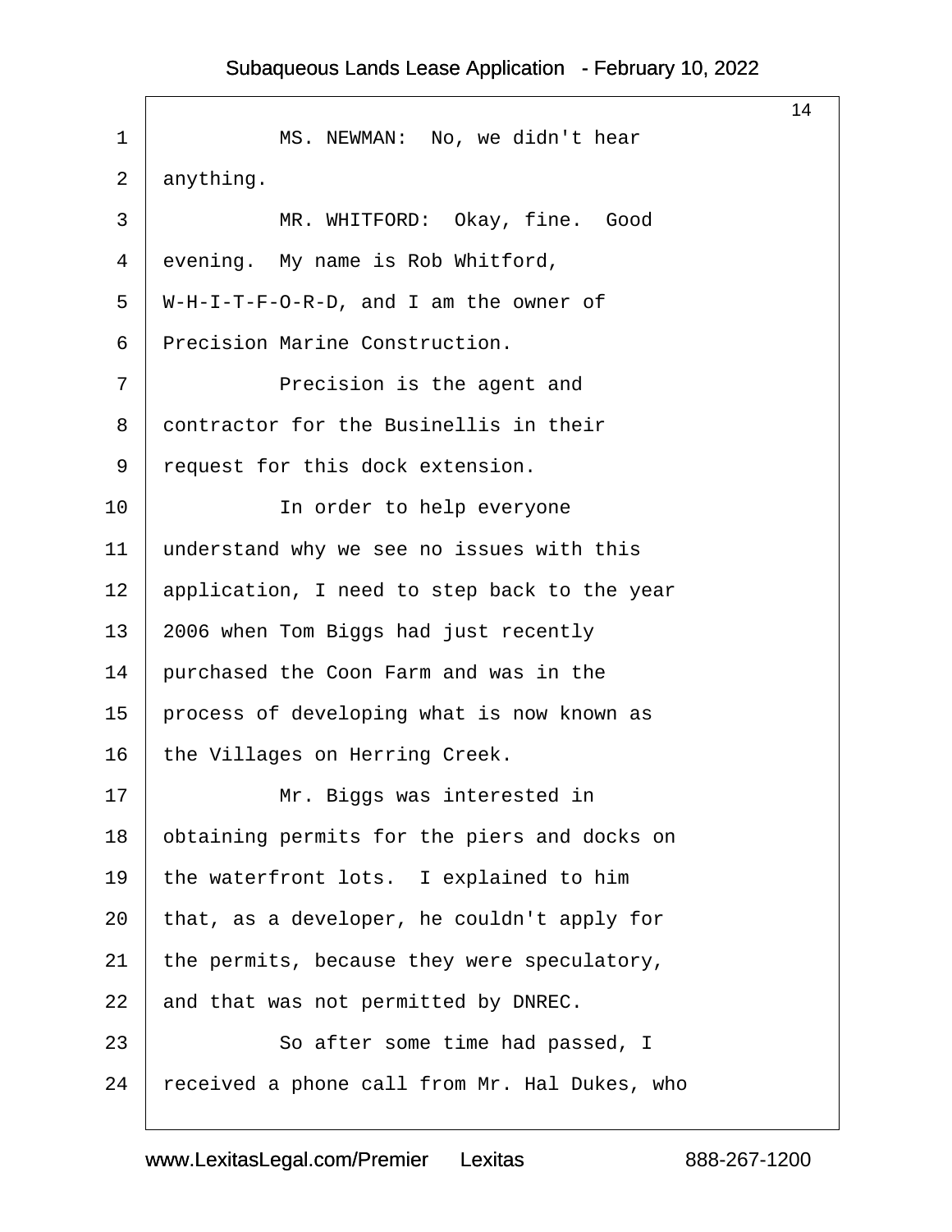MS. NEWMAN: No, we didn't hear anything.

MR. WHITFORD: Okay, fine. Good evening. My name is Rob Whitford, W-H-I-T-F-O-R-D, and I am the owner of Precision Marine Construction.

Precision is the agent and contractor for the Businellis in their request for this dock extension.

In order to help everyone understand why we see no issues with this application, I need to step back to the year 2006 when Tom Biggs had just recently purchased the Coon Farm and was in the process of developing what is now known as the Villages on Herring Creek.

Mr. Biggs was interested in obtaining permits for the piers and docks on the waterfront lots. I explained to him that, as a developer, he couldn't apply for the permits, because they were speculatory, and that was not permitted by DNREC.

So after some time had passed, I received a phone call from Mr. Hal Dukes, who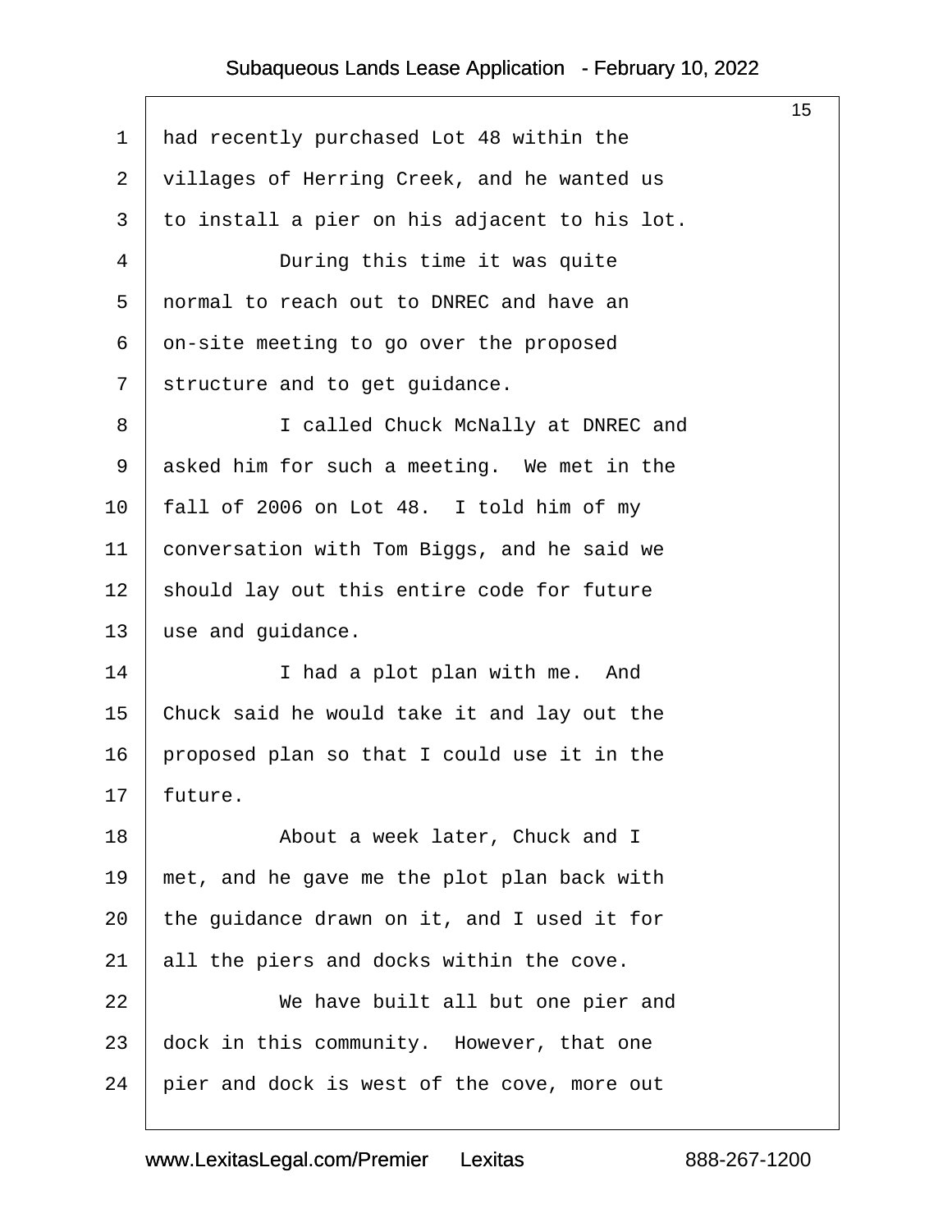had recently purchased Lot 48 within the villages of Herring Creek, and he wanted us to install a pier on his adjacent to his lot.

During this time it was quite normal to reach out to DNREC and have an on-site meeting to go over the proposed structure and to get guidance.

I called Chuck McNally at DNREC and asked him for such a meeting. We met in the fall of 2006 on Lot 48. I told him of my conversation with Tom Biggs, and he said we should lay out this entire code for future use and guidance.

I had a plot plan with me. And Chuck said he would take it and lay out the proposed plan so that I could use it in the future.

About a week later, Chuck and I met, and he gave me the plot plan back with the guidance drawn on it, and I used it for all the piers and docks within the cove.

We have built all but one pier and dock in this community. However, that one pier and dock is west of the cove, more out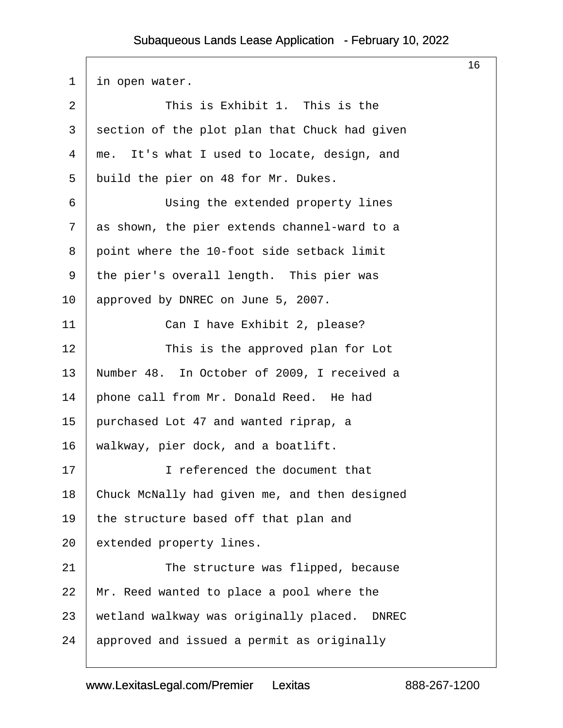in open water.

This is Exhibit 1. This is the section of the plot plan that Chuck had given me. It's what I used to locate, design, and build the pier on 48 for Mr. Dukes.

Using the extended property lines as shown, the pier extends channel-ward to a point where the 10-foot side setback limit the pier's overall length. This pier was approved by DNREC on June 5, 2007.

Can I have Exhibit 2, please?

This is the approved plan for Lot Number 48. In October of 2009, I received a phone call from Mr. Donald Reed. He had purchased Lot 47 and wanted riprap, a walkway, pier dock, and a boatlift.

I referenced the document that Chuck McNally had given me, and then designed the structure based off that plan and extended property lines.

The structure was flipped, because Mr. Reed wanted to place a pool where the wetland walkway was originally placed. DNREC approved and issued a permit as originally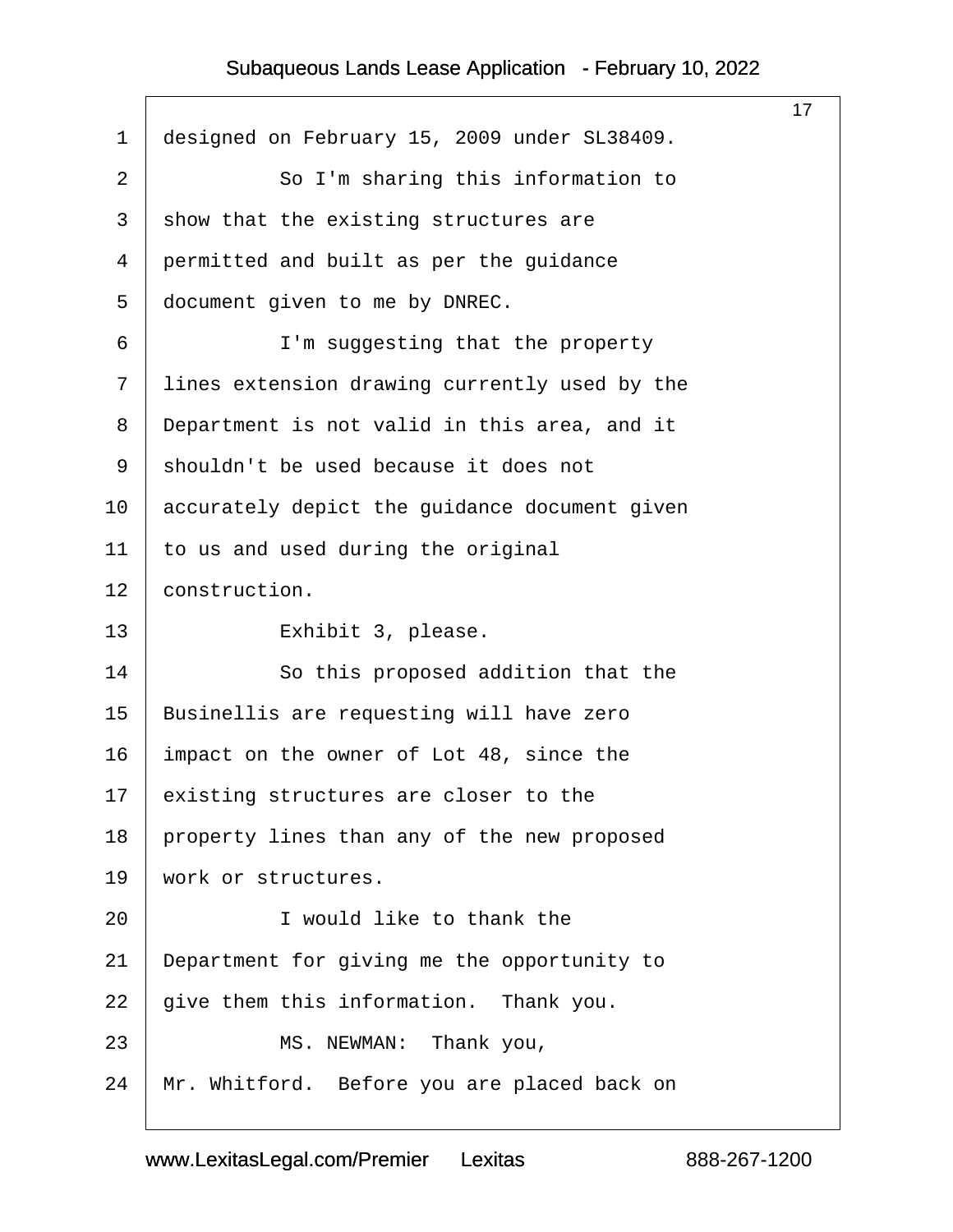designed on February 15, 2009 under SL38409.

So I'm sharing this information to show that the existing structures are permitted and built as per the guidance document given to me by DNREC.

I'm suggesting that the property lines extension drawing currently used by the Department is not valid in this area, and it shouldn't be used because it does not accurately depict the guidance document given to us and used during the original construction.

Exhibit 3, please.

So this proposed addition that the Businellis are requesting will have zero impact on the owner of Lot 48, since the existing structures are closer to the property lines than any of the new proposed work or structures.

I would like to thank the Department for giving me the opportunity to give them this information. Thank you.

MS. NEWMAN: Thank you, Mr. Whitford. Before you are placed back on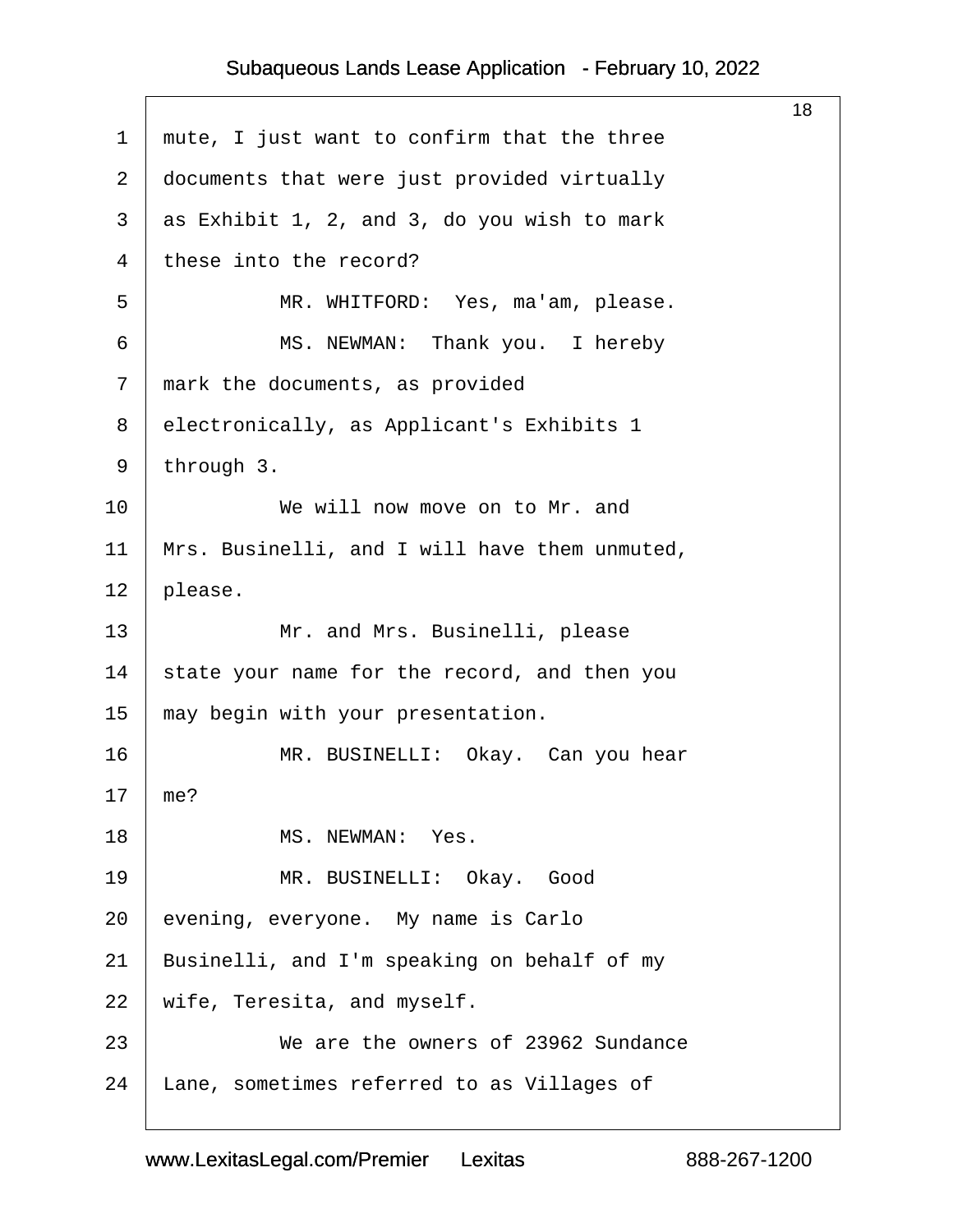mute, I just want to confirm that the three documents that were just provided virtually as Exhibit 1, 2, and 3, do you wish to mark these into the record?

MR. WHITFORD: Yes, ma'am, please.

MS. NEWMAN: Thank you. I hereby mark the documents, as provided electronically, as Applicant's Exhibits 1 through 3.

We will now move on to Mr. and Mrs. Businelli, and I will have them unmuted, please.

Mr. and Mrs. Businelli, please state your name for the record, and then you may begin with your presentation.

MR. BUSINELLI: Okay. Can you hear me?

MS. NEWMAN: Yes.

MR. BUSINELLI: Okay. Good evening, everyone. My name is Carlo Businelli, and I'm speaking on behalf of my wife, Teresita, and myself.

We are the owners of 23962 Sundance Lane, sometimes referred to as Villages of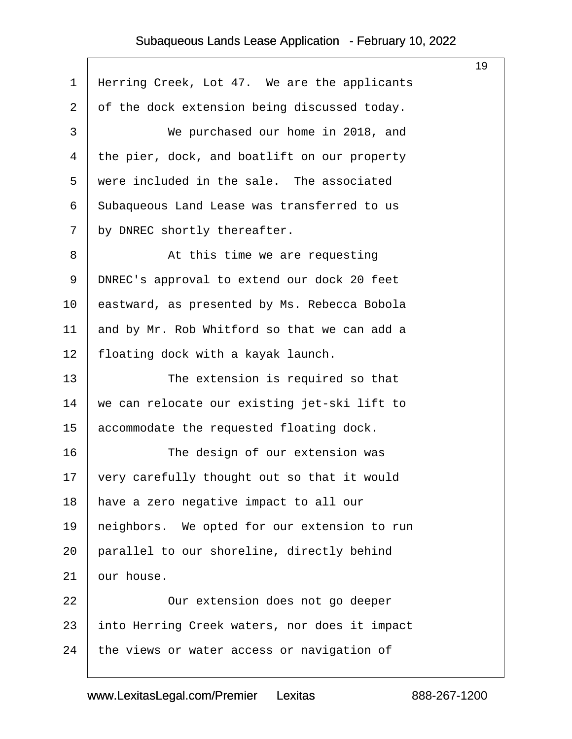Herring Creek, Lot 47. We are the applicants of the dock extension being discussed today.

We purchased our home in 2018, and the pier, dock, and boatlift on our property were included in the sale. The associated Subaqueous Land Lease was transferred to us by DNREC shortly thereafter.

At this time we are requesting DNREC's approval to extend our dock 20 feet eastward, as presented by Ms. Rebecca Bobola and by Mr. Rob Whitford so that we can add a floating dock with a kayak launch.

The extension is required so that we can relocate our existing jet-ski lift to accommodate the requested floating dock.

The design of our extension was very carefully thought out so that it would have a zero negative impact to all our neighbors. We opted for our extension to run parallel to our shoreline, directly behind our house.

Our extension does not go deeper into Herring Creek waters, nor does it impact the views or water access or navigation of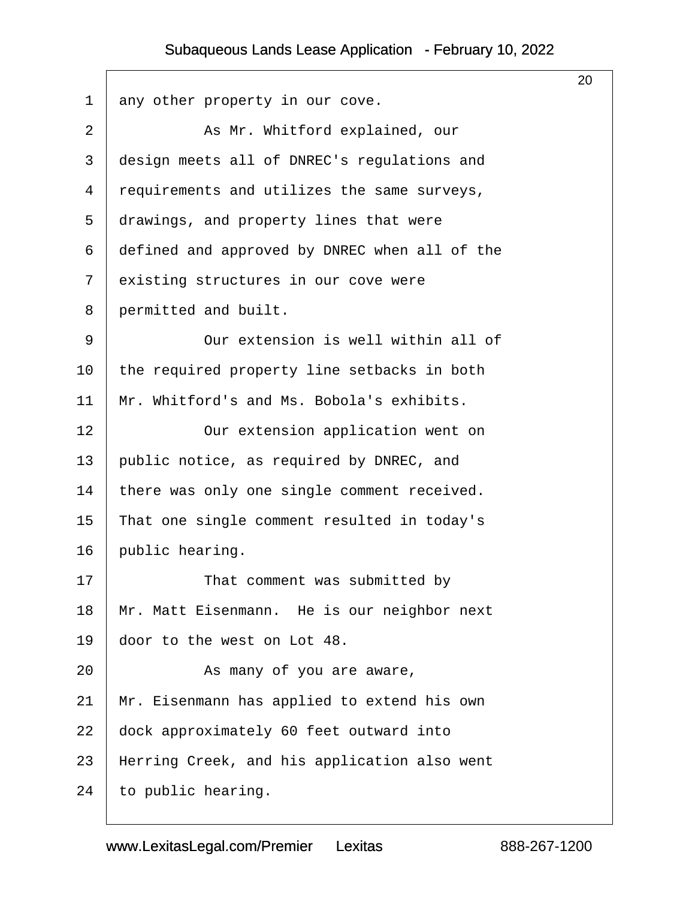any other property in our cove.

As Mr. Whitford explained, our design meets all of DNREC's regulations and requirements and utilizes the same surveys, drawings, and property lines that were defined and approved by DNREC when all of the existing structures in our cove were permitted and built.

Our extension is well within all of the required property line setbacks in both Mr. Whitford's and Ms. Bobola's exhibits.

Our extension application went on public notice, as required by DNREC, and there was only one single comment received. That one single comment resulted in today's public hearing.

That comment was submitted by Mr. Matt Eisenmann. He is our neighbor next door to the west on Lot 48.

As many of you are aware, Mr. Eisenmann has applied to extend his own dock approximately 60 feet outward into Herring Creek, and his application also went to public hearing.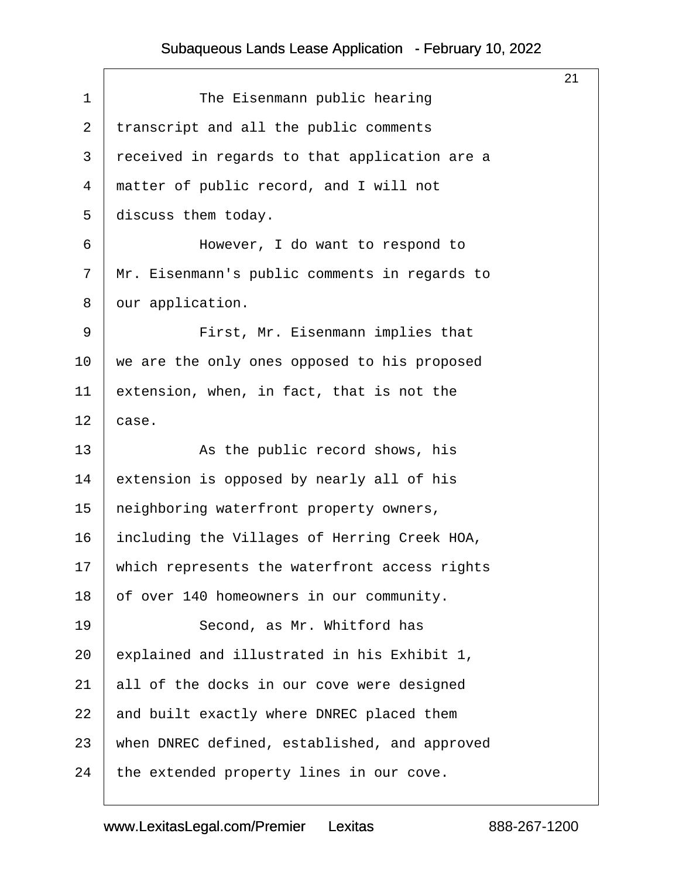The Eisenmann public hearing transcript and all the public comments received in regards to that application are a matter of public record, and I will not discuss them today.

However, I do want to respond to Mr. Eisenmann's public comments in regards to our application.

First, Mr. Eisenmann implies that we are the only ones opposed to his proposed extension, when, in fact, that is not the case.

As the public record shows, his extension is opposed by nearly all of his neighboring waterfront property owners, including the Villages of Herring Creek HOA, which represents the waterfront access rights of over 140 homeowners in our community.

Second, as Mr. Whitford has explained and illustrated in his Exhibit 1, all of the docks in our cove were designed and built exactly where DNREC placed them when DNREC defined, established, and approved the extended property lines in our cove.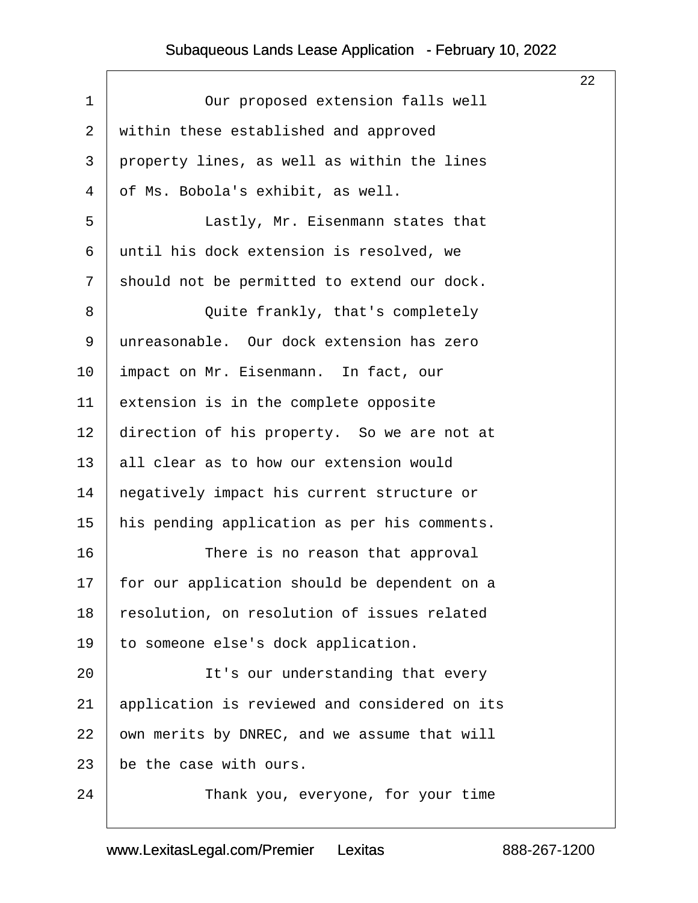Our proposed extension falls well within these established and approved property lines, as well as within the lines of Ms. Bobola's exhibit, as well.

Lastly, Mr. Eisenmann states that until his dock extension is resolved, we should not be permitted to extend our dock.

Quite frankly, that's completely unreasonable. Our dock extension has zero impact on Mr. Eisenmann. In fact, our extension is in the complete opposite direction of his property. So we are not at all clear as to how our extension would negatively impact his current structure or his pending application as per his comments.

There is no reason that approval for our application should be dependent on a resolution, on resolution of issues related to someone else's dock application.

It's our understanding that every application is reviewed and considered on its own merits by DNREC, and we assume that will be the case with ours.

Thank you, everyone, for your time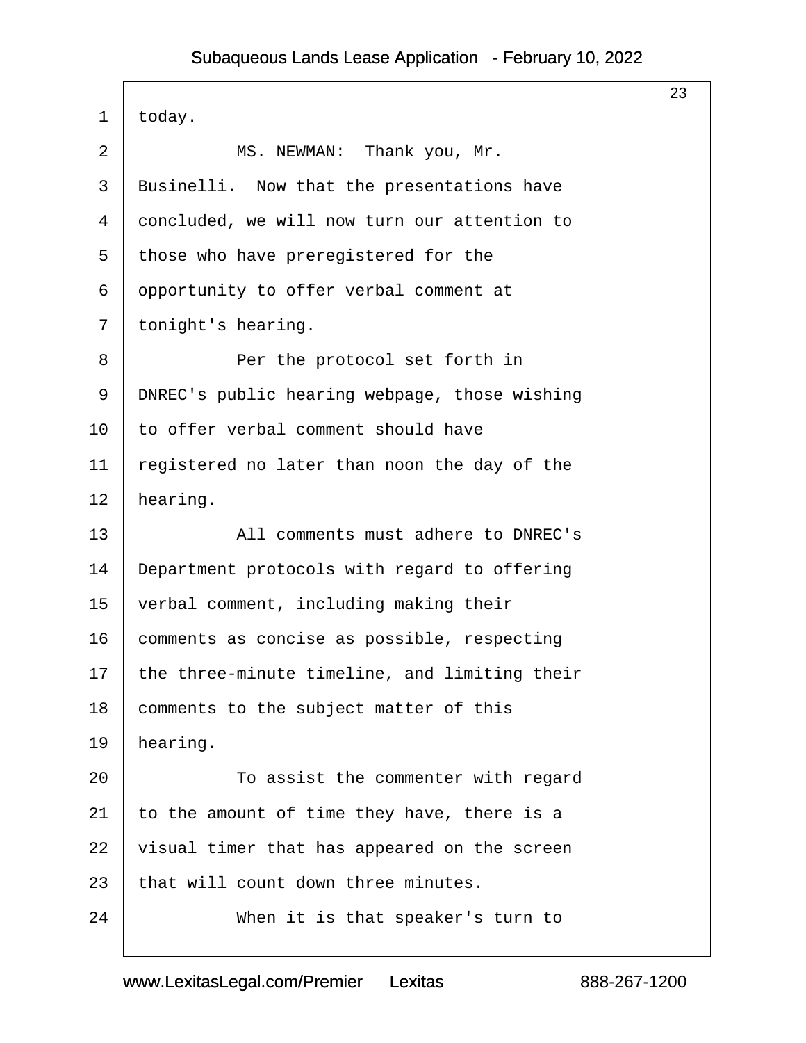today.

MS. NEWMAN: Thank you, Mr. Businelli. Now that the presentations have concluded, we will now turn our attention to those who have preregistered for the opportunity to offer verbal comment at tonight's hearing.

Per the protocol set forth in DNREC's public hearing webpage, those wishing to offer verbal comment should have registered no later than noon the day of the hearing.

All comments must adhere to DNREC's Department protocols with regard to offering verbal comment, including making their comments as concise as possible, respecting the three-minute timeline, and limiting their comments to the subject matter of this hearing.

To assist the commenter with regard to the amount of time they have, there is a visual timer that has appeared on the screen that will count down three minutes.

When it is that speaker's turn to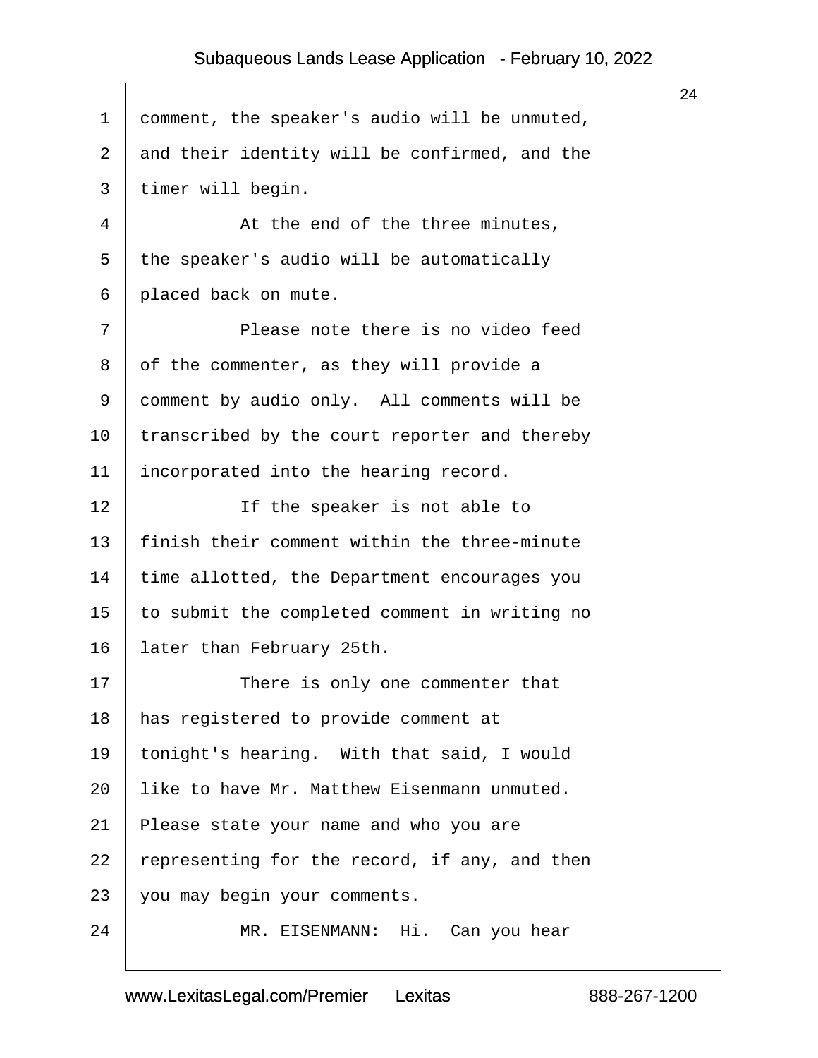comment, the speaker's audio will be unmuted, and their identity will be confirmed, and the timer will begin.

At the end of the three minutes, the speaker's audio will be automatically placed back on mute.

Please note there is no video feed of the commenter, as they will provide a comment by audio only. All comments will be transcribed by the court reporter and thereby incorporated into the hearing record.

If the speaker is not able to finish their comment within the three-minute time allotted, the Department encourages you to submit the completed comment in writing no later than February 25th.

There is only one commenter that has registered to provide comment at tonight's hearing. With that said, I would like to have Mr. Matthew Eisenmann unmuted. Please state your name and who you are representing for the record, if any, and then you may begin your comments.

MR. EISENMANN: Hi. Can you hear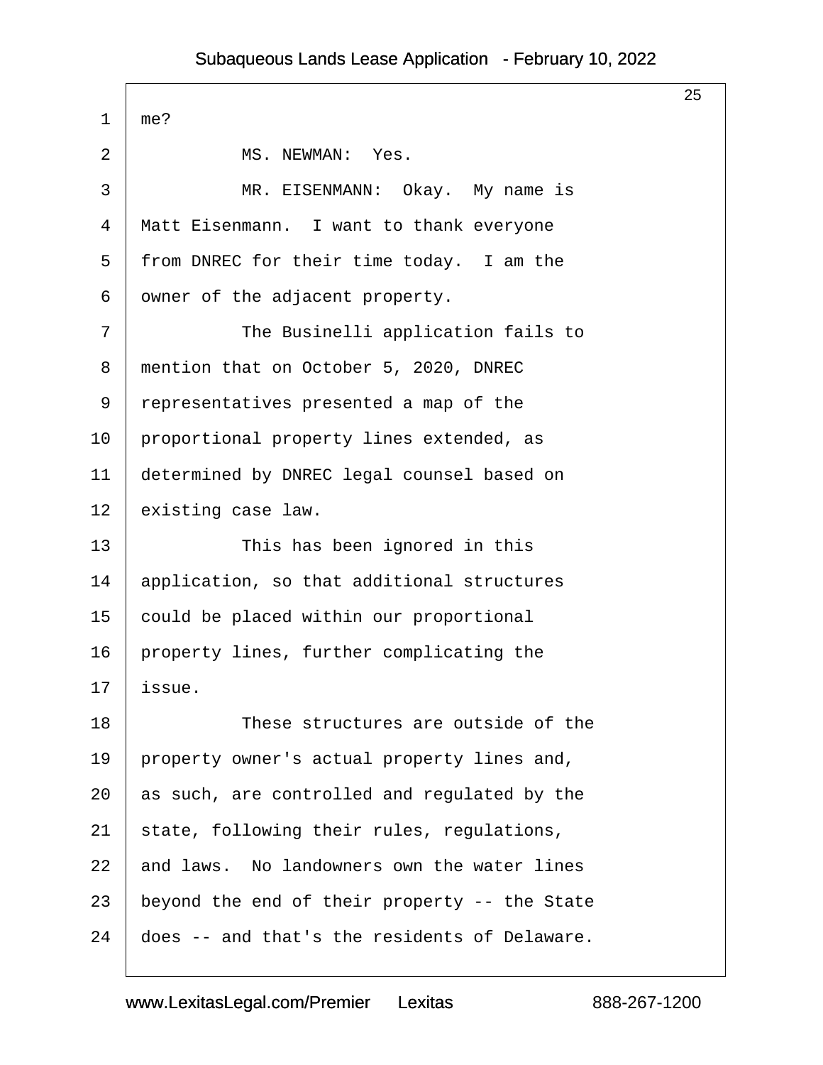me?

MS. NEWMAN: Yes.

MR. EISENMANN: Okay. My name is Matt Eisenmann. I want to thank everyone from DNREC for their time today. I am the owner of the adjacent property.

The Businelli application fails to mention that on October 5, 2020, DNREC representatives presented a map of the proportional property lines extended, as determined by DNREC legal counsel based on existing case law.

This has been ignored in this application, so that additional structures could be placed within our proportional property lines, further complicating the issue.

These structures are outside of the property owner's actual property lines and, as such, are controlled and regulated by the state, following their rules, regulations, and laws. No landowners own the water lines beyond the end of their property -- the State does -- and that's the residents of Delaware.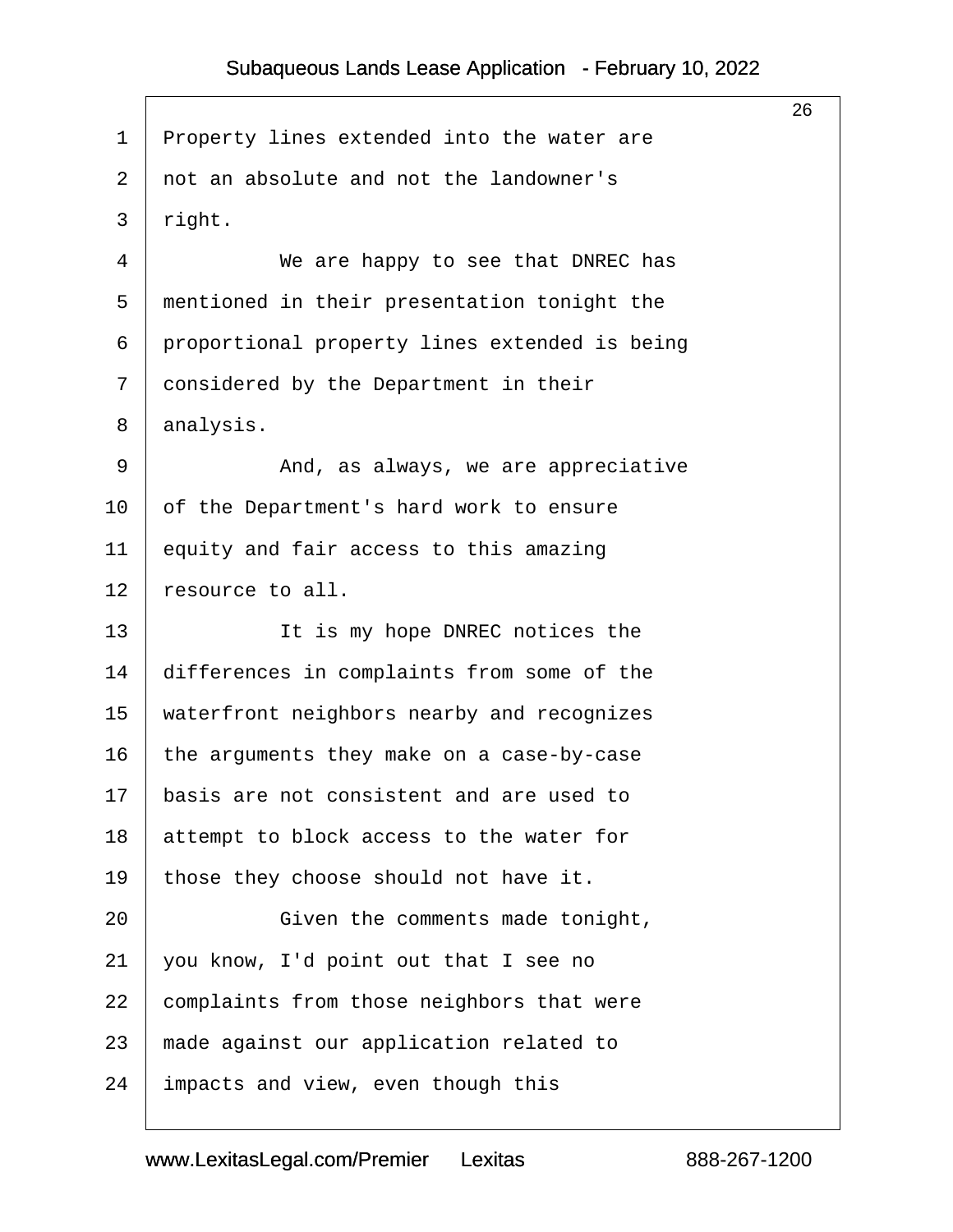Property lines extended into the water are not an absolute and not the landowner's right.

We are happy to see that DNREC has mentioned in their presentation tonight the proportional property lines extended is being considered by the Department in their analysis.

And, as always, we are appreciative of the Department's hard work to ensure equity and fair access to this amazing resource to all.

It is my hope DNREC notices the differences in complaints from some of the waterfront neighbors nearby and recognizes the arguments they make on a case-by-case basis are not consistent and are used to attempt to block access to the water for those they choose should not have it.

Given the comments made tonight, you know, I'd point out that I see no complaints from those neighbors that were made against our application related to impacts and view, even though this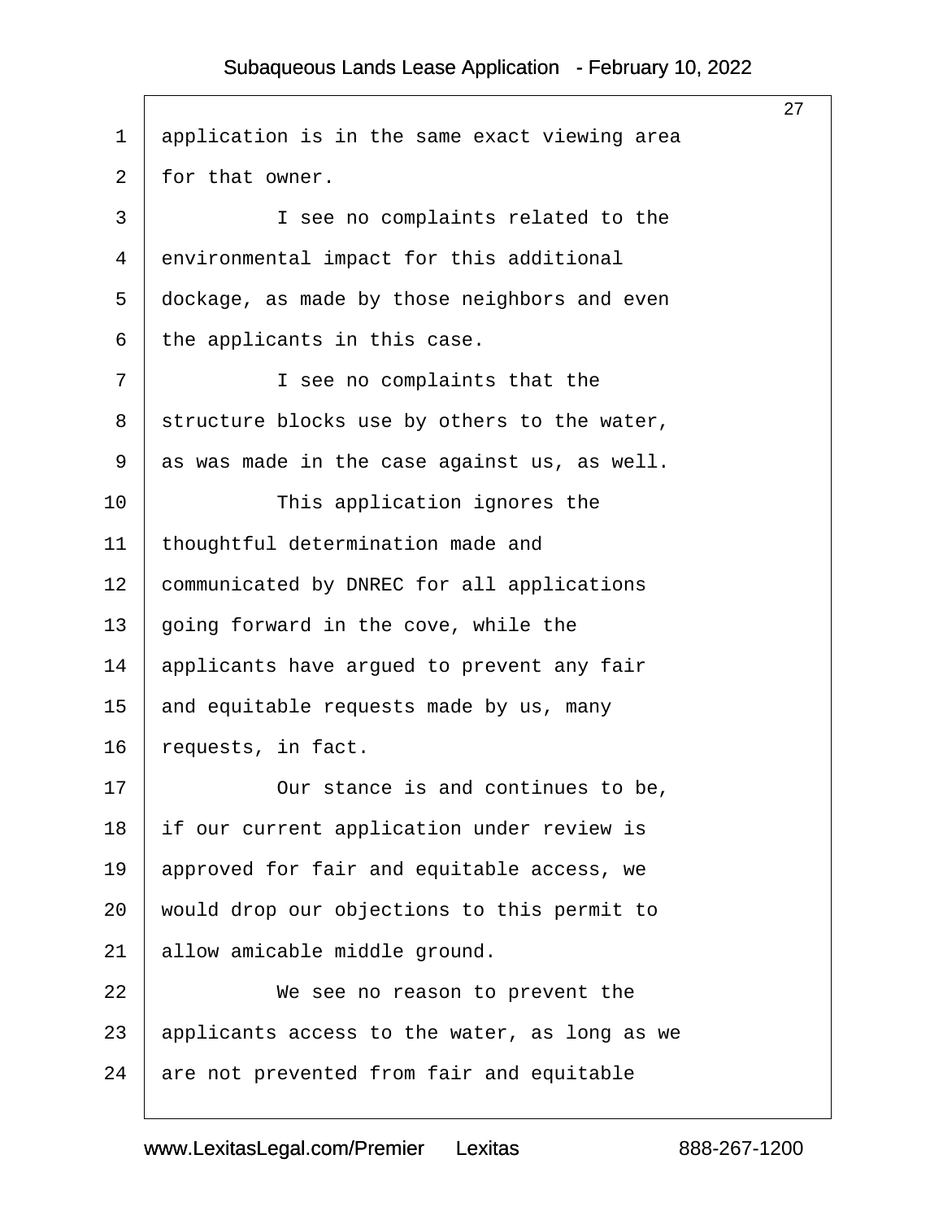application is in the same exact viewing area for that owner.

I see no complaints related to the environmental impact for this additional dockage, as made by those neighbors and even the applicants in this case.

I see no complaints that the structure blocks use by others to the water, as was made in the case against us, as well.

This application ignores the thoughtful determination made and communicated by DNREC for all applications going forward in the cove, while the applicants have argued to prevent any fair and equitable requests made by us, many requests, in fact.

Our stance is and continues to be, if our current application under review is approved for fair and equitable access, we would drop our objections to this permit to allow amicable middle ground.

We see no reason to prevent the applicants access to the water, as long as we are not prevented from fair and equitable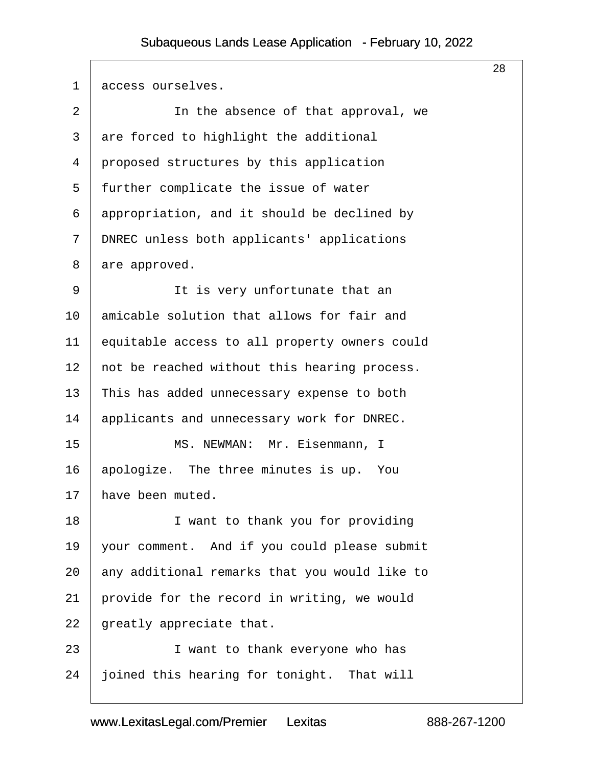access ourselves.

In the absence of that approval, we are forced to highlight the additional proposed structures by this application further complicate the issue of water appropriation, and it should be declined by DNREC unless both applicants' applications are approved.

It is very unfortunate that an amicable solution that allows for fair and equitable access to all property owners could not be reached without this hearing process. This has added unnecessary expense to both applicants and unnecessary work for DNREC.

MS. NEWMAN: Mr. Eisenmann, I apologize. The three minutes is up. You have been muted.

I want to thank you for providing your comment. And if you could please submit any additional remarks that you would like to provide for the record in writing, we would greatly appreciate that.

I want to thank everyone who has joined this hearing for tonight. That will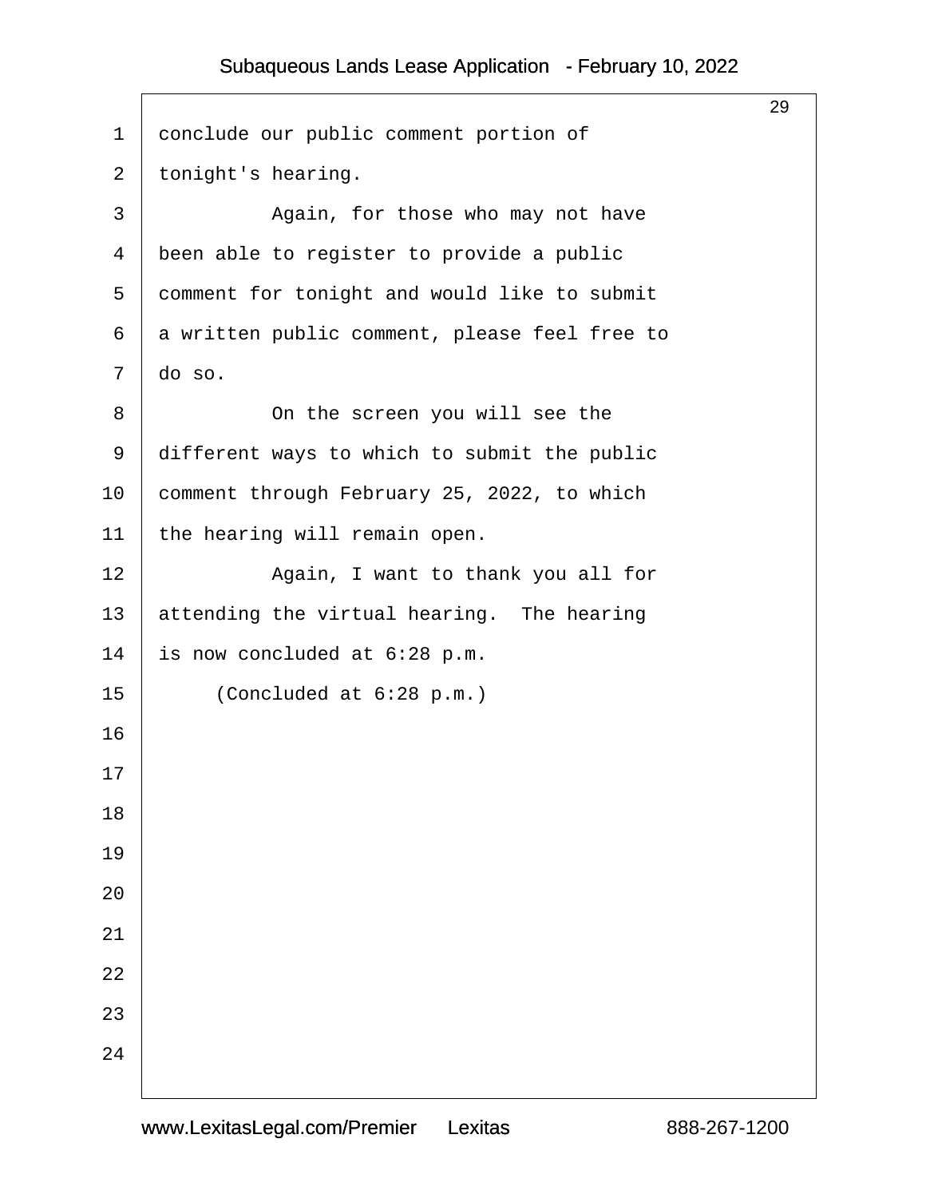conclude our public comment portion of tonight's hearing.

Again, for those who may not have been able to register to provide a public comment for tonight and would like to submit a written public comment, please feel free to do so.

On the screen you will see the different ways to which to submit the public comment through February 25, 2022, to which the hearing will remain open.

Again, I want to thank you all for attending the virtual hearing. The hearing is now concluded at 6:28 p.m.

(Concluded at 6:28 p.m.)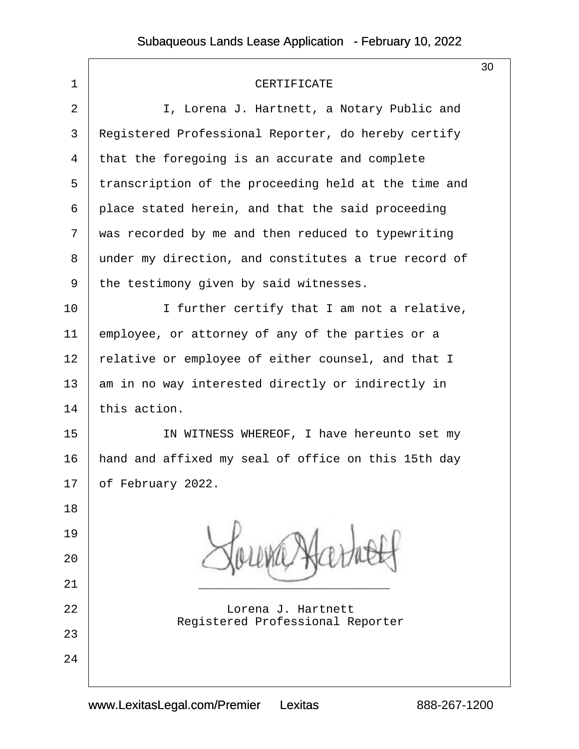# CERTIFICATE

I, Lorena J. Hartnett, a Notary Public and Registered Professional Reporter, do hereby certify that the foregoing is an accurate and complete transcription of the proceeding held at the time and place stated herein, and that the said proceeding was recorded by me and then reduced to typewriting under my direction, and constitutes a true record of the testimony given by said witnesses.

I further certify that I am not a relative, employee, or attorney of any of the parties or a relative or employee of either counsel, and that I am in no way interested directly or indirectly in this action.

IN WITNESS WHEREOF, I have hereunto set my hand and affixed my seal of office on this 15th day of February 2022.

\_\_\_\_\_\_\_\_\_\_\_\_\_\_\_\_\_\_\_\_\_\_\_\_\_\_\_\_

Lorena J. Hartnett
Registered Professional Reporter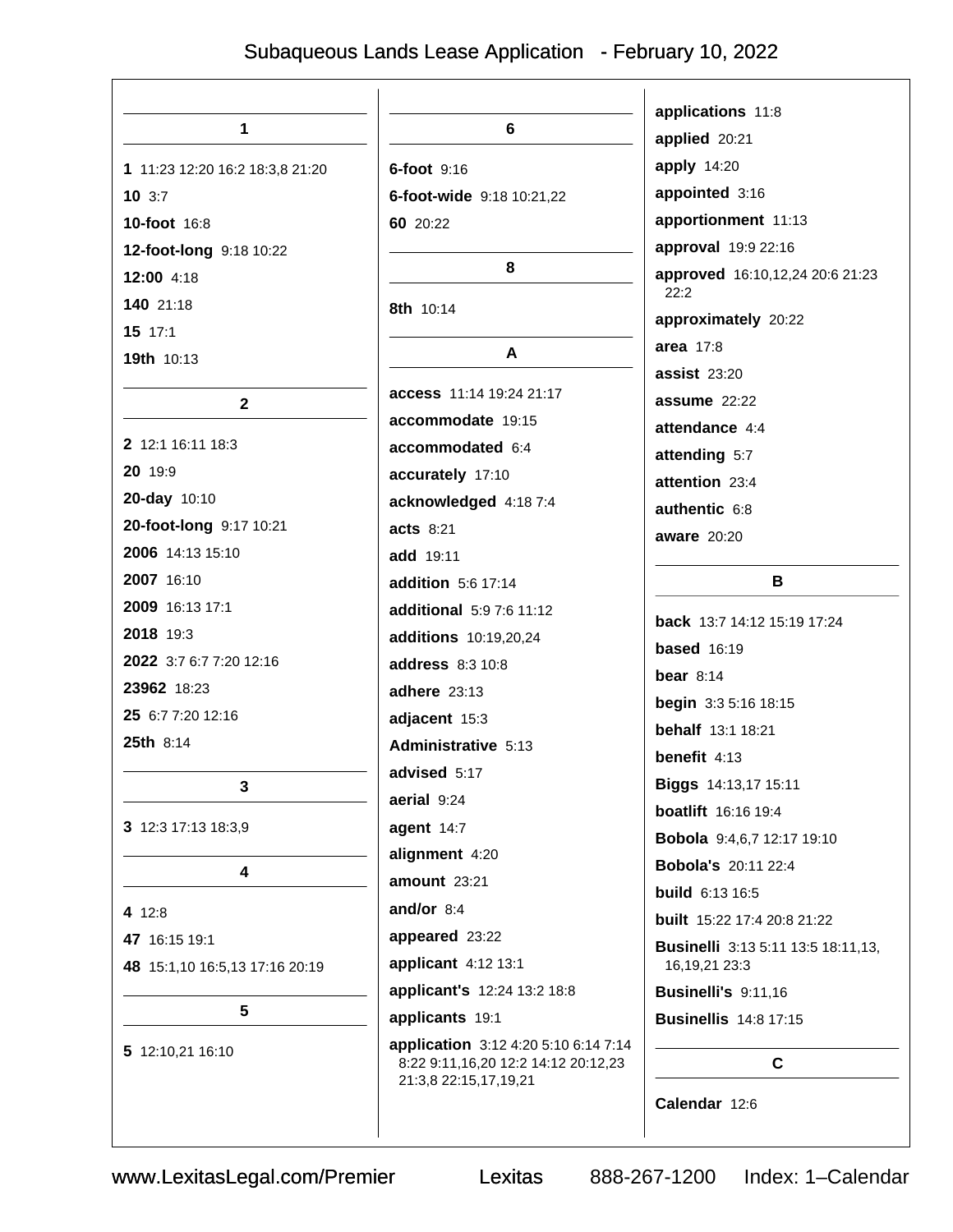## 1

**1** 11:23 12:20 16:2 18:3,8 21:20

**10** 3:7

**10-foot** 16:8

**12-foot-long** 9:18 10:22

**12:00** 4:18

**140** 21:18

**15** 17:1

**19th** 10:13

## 2

**2** 12:1 16:11 18:3

**20** 19:9

**20-day** 10:10

**20-foot-long** 9:17 10:21

**2006** 14:13 15:10

**2007** 16:10

**2009** 16:13 17:1

**2018** 19:3

**2022** 3:7 6:7 7:20 12:16

**23962** 18:23

**25** 6:7 7:20 12:16

**25th** 8:14

## 3

**3** 12:3 17:13 18:3,9

## 4

**4** 12:8

**47** 16:15 19:1

**48** 15:1,10 16:5,13 17:16 20:19

## 5

**5** 12:10,21 16:10

## 6

**6-foot** 9:16

**6-foot-wide** 9:18 10:21,22

**60** 20:22

## 8

**8th** 10:14

## A

**access** 11:14 19:24 21:17

**accommodate** 19:15

**accommodated** 6:4

**accurately** 17:10

**acknowledged** 4:18 7:4

**acts** 8:21

**add** 19:11

**addition** 5:6 17:14

**additional** 5:9 7:6 11:12

**additions** 10:19,20,24

**address** 8:3 10:8

**adhere** 23:13

**adjacent** 15:3

**Administrative** 5:13

**advised** 5:17

**aerial** 9:24

**agent** 14:7

**alignment** 4:20

**amount** 23:21

**and/or** 8:4

**appeared** 23:22

**applicant** 4:12 13:1

**applicant's** 12:24 13:2 18:8

**applicants** 19:1

**application** 3:12 4:20 5:10 6:14 7:14 8:22 9:11,16,20 12:2 14:12 20:12,23 21:3,8 22:15,17,19,21

**applications** 11:8

**applied** 20:21

**apply** 14:20

**appointed** 3:16

**apportionment** 11:13

**approval** 19:9 22:16

**approved** 16:10,12,24 20:6 21:23 22:2

**approximately** 20:22

**area** 17:8

**assist** 23:20

**assume** 22:22

**attendance** 4:4

**attending** 5:7

**attention** 23:4

**authentic** 6:8

**aware** 20:20

## B

**back** 13:7 14:12 15:19 17:24

**based** 16:19

**bear** 8:14

**begin** 3:3 5:16 18:15

**behalf** 13:1 18:21

**benefit** 4:13

**Biggs** 14:13,17 15:11

**boatlift** 16:16 19:4

**Bobola** 9:4,6,7 12:17 19:10

**Bobola's** 20:11 22:4

**build** 6:13 16:5

**built** 15:22 17:4 20:8 21:22

**Businelli** 3:13 5:11 13:5 18:11,13, 16,19,21 23:3

**Businelli's** 9:11,16

**Businellis** 14:8 17:15

## C

**Calendar** 12:6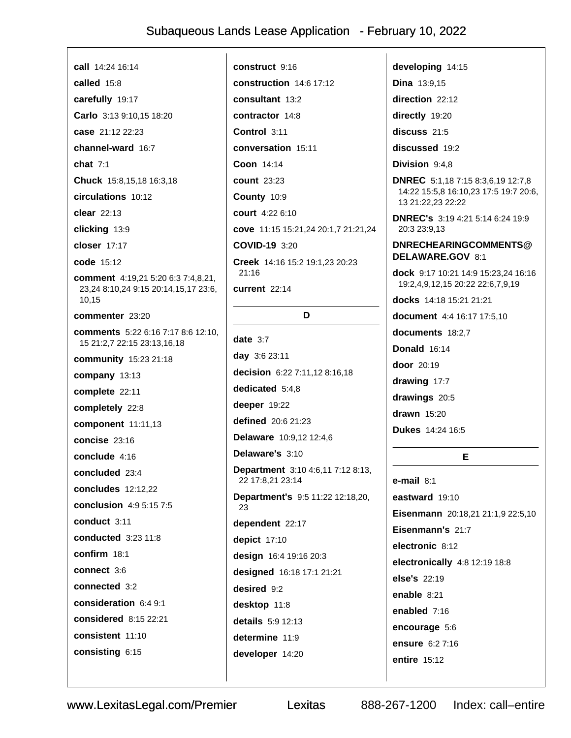**call** 14:24 16:14

**called** 15:8

**carefully** 19:17

**Carlo** 3:13 9:10,15 18:20

**case** 21:12 22:23

**channel-ward** 16:7

**chat** 7:1

**Chuck** 15:8,15,18 16:3,18

**circulations** 10:12

**clear** 22:13

**clicking** 13:9

**closer** 17:17

**code** 15:12

**comment** 4:19,21 5:20 6:3 7:4,8,21, 23,24 8:10,24 9:15 20:14,15,17 23:6, 10,15

**commenter** 23:20

**comments** 5:22 6:16 7:17 8:6 12:10, 15 21:2,7 22:15 23:13,16,18

**community** 15:23 21:18

**company** 13:13

**complete** 22:11

**completely** 22:8

**component** 11:11,13

**concise** 23:16

**conclude** 4:16

**concluded** 23:4

**concludes** 12:12,22

**conclusion** 4:9 5:15 7:5

**conduct** 3:11

**conducted** 3:23 11:8

**confirm** 18:1

**connect** 3:6

**connected** 3:2

**consideration** 6:4 9:1

**considered** 8:15 22:21

**consistent** 11:10

**consisting** 6:15

**construct** 9:16

**construction** 14:6 17:12

**consultant** 13:2

**contractor** 14:8

**Control** 3:11

**conversation** 15:11

**Coon** 14:14

**count** 23:23

**County** 10:9

**court** 4:22 6:10

**cove** 11:15 15:21,24 20:1,7 21:21,24

**COVID-19** 3:20

**Creek** 14:16 15:2 19:1,23 20:23 21:16

**current** 22:14

## D

**date** 3:7

**day** 3:6 23:11

**decision** 6:22 7:11,12 8:16,18

**dedicated** 5:4,8

**deeper** 19:22

**defined** 20:6 21:23

**Delaware** 10:9,12 12:4,6

**Delaware's** 3:10

**Department** 3:10 4:6,11 7:12 8:13, 22 17:8,21 23:14

**Department's** 9:5 11:22 12:18,20, 23

**dependent** 22:17

**depict** 17:10

**design** 16:4 19:16 20:3

**designed** 16:18 17:1 21:21

**desired** 9:2

**desktop** 11:8

**details** 5:9 12:13

**determine** 11:9

**developer** 14:20

**developing** 14:15

**Dina** 13:9,15

**direction** 22:12

**directly** 19:20

**discuss** 21:5

**discussed** 19:2

**Division** 9:4,8

**DNREC** 5:1,18 7:15 8:3,6,19 12:7,8 14:22 15:5,8 16:10,23 17:5 19:7 20:6, 13 21:22,23 22:22

**DNREC's** 3:19 4:21 5:14 6:24 19:9 20:3 23:9,13

**DNRECHEARINGCOMMENTS@DELAWARE.GOV** 8:1

**dock** 9:17 10:21 14:9 15:23,24 16:16 19:2,4,9,12,15 20:22 22:6,7,9,19

**docks** 14:18 15:21 21:21

**document** 4:4 16:17 17:5,10

**documents** 18:2,7

**Donald** 16:14

**door** 20:19

**drawing** 17:7

**drawings** 20:5

**drawn** 15:20

**Dukes** 14:24 16:5

## E

**e-mail** 8:1

**eastward** 19:10

**Eisenmann** 20:18,21 21:1,9 22:5,10

**Eisenmann's** 21:7

**electronic** 8:12

**electronically** 4:8 12:19 18:8

**else's** 22:19

**enable** 8:21

**enabled** 7:16

**encourage** 5:6

**ensure** 6:2 7:16

**entire** 15:12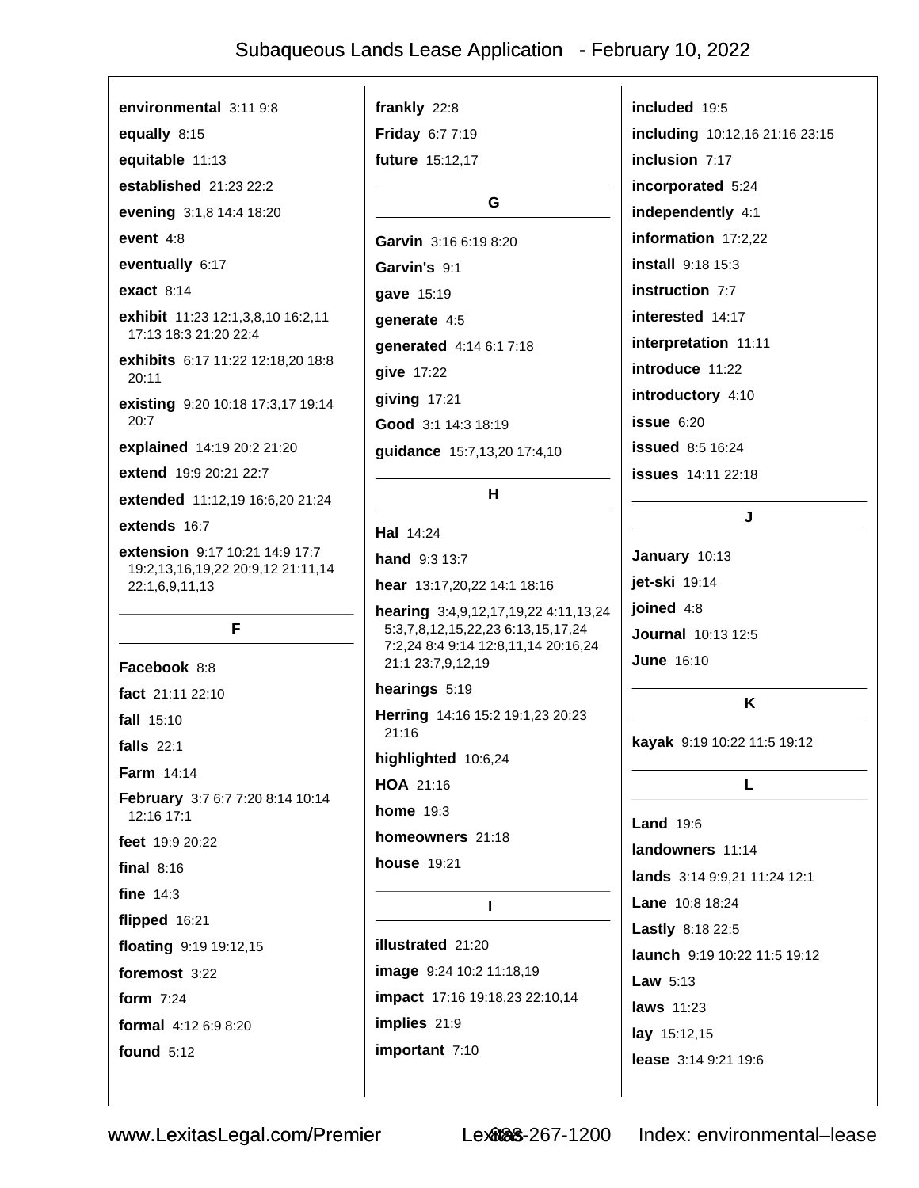**environmental** 3:11 9:8

**equally** 8:15

**equitable** 11:13

**established** 21:23 22:2

**evening** 3:1,8 14:4 18:20

**event** 4:8

**eventually** 6:17

**exact** 8:14

**exhibit** 11:23 12:1,3,8,10 16:2,11 17:13 18:3 21:20 22:4

**exhibits** 6:17 11:22 12:18,20 18:8 20:11

**existing** 9:20 10:18 17:3,17 19:14 20:7

**explained** 14:19 20:2 21:20

**extend** 19:9 20:21 22:7

**extended** 11:12,19 16:6,20 21:24

**extends** 16:7

**extension** 9:17 10:21 14:9 17:7 19:2,13,16,19,22 20:9,12 21:11,14 22:1,6,9,11,13

## F

**Facebook** 8:8

**fact** 21:11 22:10

**fall** 15:10

**falls** 22:1

**Farm** 14:14

**February** 3:7 6:7 7:20 8:14 10:14 12:16 17:1

**feet** 19:9 20:22

**final** 8:16

**fine** 14:3

**flipped** 16:21

**floating** 9:19 19:12,15

**foremost** 3:22

**form** 7:24

**formal** 4:12 6:9 8:20

**found** 5:12

**frankly** 22:8

**Friday** 6:7 7:19

**future** 15:12,17

## G

**Garvin** 3:16 6:19 8:20

**Garvin's** 9:1

**gave** 15:19

**generate** 4:5

**generated** 4:14 6:1 7:18

**give** 17:22

**giving** 17:21

**Good** 3:1 14:3 18:19

**guidance** 15:7,13,20 17:4,10

## H

**Hal** 14:24

**hand** 9:3 13:7

**hear** 13:17,20,22 14:1 18:16

**hearing** 3:4,9,12,17,19,22 4:11,13,24 5:3,7,8,12,15,22,23 6:13,15,17,24 7:2,24 8:4 9:14 12:8,11,14 20:16,24 21:1 23:7,9,12,19

**hearings** 5:19

**Herring** 14:16 15:2 19:1,23 20:23 21:16

**highlighted** 10:6,24

**HOA** 21:16

**home** 19:3

**homeowners** 21:18

**house** 19:21

## I

**illustrated** 21:20

**image** 9:24 10:2 11:18,19

**impact** 17:16 19:18,23 22:10,14

**implies** 21:9

**important** 7:10

**included** 19:5

**including** 10:12,16 21:16 23:15

**inclusion** 7:17

**incorporated** 5:24

**independently** 4:1

**information** 17:2,22

**install** 9:18 15:3

**instruction** 7:7

**interested** 14:17

**interpretation** 11:11

**introduce** 11:22

**introductory** 4:10

**issue** 6:20

**issued** 8:5 16:24

**issues** 14:11 22:18

## J

**January** 10:13

**jet-ski** 19:14

**joined** 4:8

**Journal** 10:13 12:5

**June** 16:10

## K

**kayak** 9:19 10:22 11:5 19:12

## L

**Land** 19:6

**landowners** 11:14

**lands** 3:14 9:9,21 11:24 12:1

**Lane** 10:8 18:24

**Lastly** 8:18 22:5

**launch** 9:19 10:22 11:5 19:12

**Law** 5:13

**laws** 11:23

**lay** 15:12,15

**lease** 3:14 9:21 19:6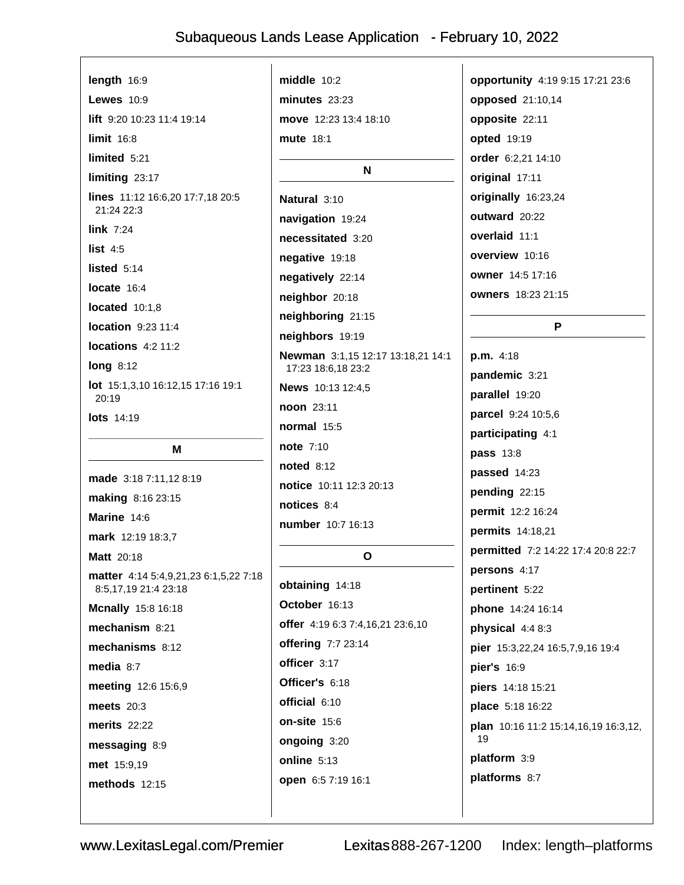**length** 16:9

**Lewes** 10:9

**lift** 9:20 10:23 11:4 19:14

**limit** 16:8

**limited** 5:21

**limiting** 23:17

**lines** 11:12 16:6,20 17:7,18 20:5 21:24 22:3

**link** 7:24

**list** 4:5

**listed** 5:14

**locate** 16:4

**located** 10:1,8

**location** 9:23 11:4

**locations** 4:2 11:2

**long** 8:12

**lot** 15:1,3,10 16:12,15 17:16 19:1 20:19

**lots** 14:19

## M

**made** 3:18 7:11,12 8:19

**making** 8:16 23:15

**Marine** 14:6

**mark** 12:19 18:3,7

**Matt** 20:18

**matter** 4:14 5:4,9,21,23 6:1,5,22 7:18 8:5,17,19 21:4 23:18

**Mcnally** 15:8 16:18

**mechanism** 8:21

**mechanisms** 8:12

**media** 8:7

**meeting** 12:6 15:6,9

**meets** 20:3

**merits** 22:22

**messaging** 8:9

**met** 15:9,19

**methods** 12:15

**middle** 10:2

**minutes** 23:23

**move** 12:23 13:4 18:10

**mute** 18:1

## N

**Natural** 3:10

**navigation** 19:24

**necessitated** 3:20

**negative** 19:18

**negatively** 22:14

**neighbor** 20:18

**neighboring** 21:15

**neighbors** 19:19

**Newman** 3:1,15 12:17 13:18,21 14:1 17:23 18:6,18 23:2

**News** 10:13 12:4,5

**noon** 23:11

**normal** 15:5

**note** 7:10

**noted** 8:12

**notice** 10:11 12:3 20:13

**notices** 8:4

**number** 10:7 16:13

## O

**obtaining** 14:18

**October** 16:13

**offer** 4:19 6:3 7:4,16,21 23:6,10

**offering** 7:7 23:14

**officer** 3:17

**Officer's** 6:18

**official** 6:10

**on-site** 15:6

**ongoing** 3:20

**online** 5:13

**open** 6:5 7:19 16:1

**opportunity** 4:19 9:15 17:21 23:6

**opposed** 21:10,14

**opposite** 22:11

**opted** 19:19

**order** 6:2,21 14:10

**original** 17:11

**originally** 16:23,24

**outward** 20:22

**overlaid** 11:1

**overview** 10:16

**owner** 14:5 17:16

**owners** 18:23 21:15

## P

**p.m.** 4:18

**pandemic** 3:21

**parallel** 19:20

**parcel** 9:24 10:5,6

**participating** 4:1

**pass** 13:8

**passed** 14:23

**pending** 22:15

**permit** 12:2 16:24

**permits** 14:18,21

**permitted** 7:2 14:22 17:4 20:8 22:7

**persons** 4:17

**pertinent** 5:22

**phone** 14:24 16:14

**physical** 4:4 8:3

**pier** 15:3,22,24 16:5,7,9,16 19:4

**pier's** 16:9

**piers** 14:18 15:21

**place** 5:18 16:22

**plan** 10:16 11:2 15:14,16,19 16:3,12,19

**platform** 3:9

**platforms** 8:7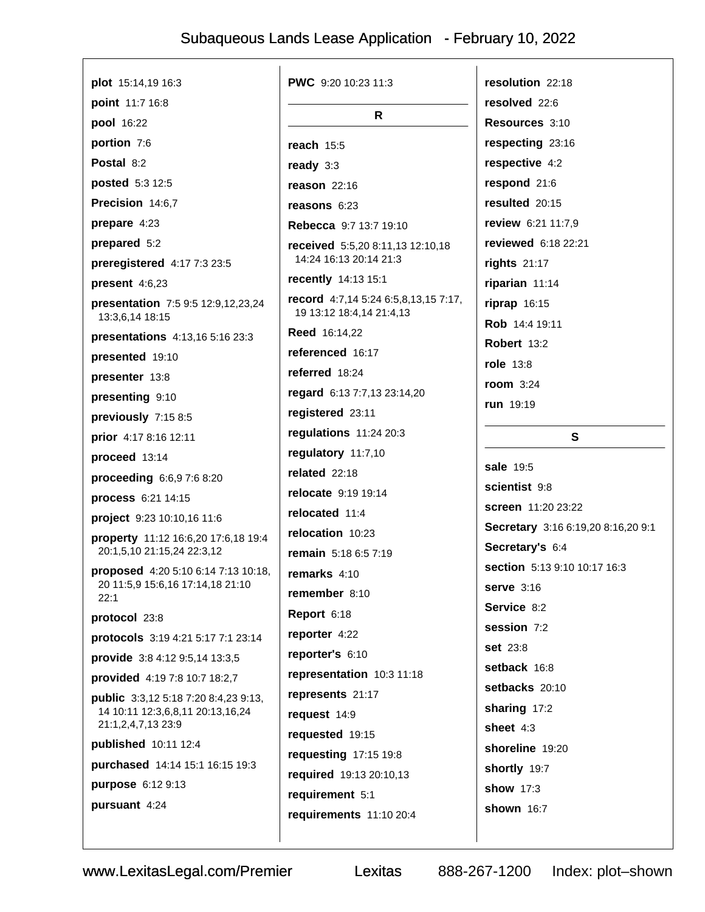**plot** 15:14,19 16:3

**point** 11:7 16:8

**pool** 16:22

**portion** 7:6

**Postal** 8:2

**posted** 5:3 12:5

**Precision** 14:6,7

**prepare** 4:23

**prepared** 5:2

**preregistered** 4:17 7:3 23:5

**present** 4:6,23

**presentation** 7:5 9:5 12:9,12,23,24 13:3,6,14 18:15

**presentations** 4:13,16 5:16 23:3

**presented** 19:10

**presenter** 13:8

**presenting** 9:10

**previously** 7:15 8:5

**prior** 4:17 8:16 12:11

**proceed** 13:14

**proceeding** 6:6,9 7:6 8:20

**process** 6:21 14:15

**project** 9:23 10:10,16 11:6

**property** 11:12 16:6,20 17:6,18 19:4 20:1,5,10 21:15,24 22:3,12

**proposed** 4:20 5:10 6:14 7:13 10:18, 20 11:5,9 15:6,16 17:14,18 21:10 22:1

**protocol** 23:8

**protocols** 3:19 4:21 5:17 7:1 23:14

**provide** 3:8 4:12 9:5,14 13:3,5

**provided** 4:19 7:8 10:7 18:2,7

**public** 3:3,12 5:18 7:20 8:4,23 9:13, 14 10:11 12:3,6,8,11 20:13,16,24 21:1,2,4,7,13 23:9

**published** 10:11 12:4

**purchased** 14:14 15:1 16:15 19:3

**purpose** 6:12 9:13

**pursuant** 4:24

**PWC** 9:20 10:23 11:3

## R

**reach** 15:5

**ready** 3:3

**reason** 22:16

**reasons** 6:23

**Rebecca** 9:7 13:7 19:10

**received** 5:5,20 8:11,13 12:10,18 14:24 16:13 20:14 21:3

**recently** 14:13 15:1

**record** 4:7,14 5:24 6:5,8,13,15 7:17, 19 13:12 18:4,14 21:4,13

**Reed** 16:14,22

**referenced** 16:17

**referred** 18:24

**regard** 6:13 7:7,13 23:14,20

**registered** 23:11

**regulations** 11:24 20:3

**regulatory** 11:7,10

**related** 22:18

**relocate** 9:19 19:14

**relocated** 11:4

**relocation** 10:23

**remain** 5:18 6:5 7:19

**remarks** 4:10

**remember** 8:10

**Report** 6:18

**reporter** 4:22

**reporter's** 6:10

**representation** 10:3 11:18

**represents** 21:17

**request** 14:9

**requested** 19:15

**requesting** 17:15 19:8

**required** 19:13 20:10,13

**requirement** 5:1

**requirements** 11:10 20:4

**resolution** 22:18

**resolved** 22:6

**Resources** 3:10

**respecting** 23:16

**respective** 4:2

**respond** 21:6

**resulted** 20:15

**review** 6:21 11:7,9

**reviewed** 6:18 22:21

**rights** 21:17

**riparian** 11:14

**riprap** 16:15

**Rob** 14:4 19:11

**Robert** 13:2

**role** 13:8

**room** 3:24

**run** 19:19

## S

**sale** 19:5

**scientist** 9:8

**screen** 11:20 23:22

**Secretary** 3:16 6:19,20 8:16,20 9:1

**Secretary's** 6:4

**section** 5:13 9:10 10:17 16:3

**serve** 3:16

**Service** 8:2

**session** 7:2

**set** 23:8

**setback** 16:8

**setbacks** 20:10

**sharing** 17:2

**sheet** 4:3

**shoreline** 19:20

**shortly** 19:7

**show** 17:3

**shown** 16:7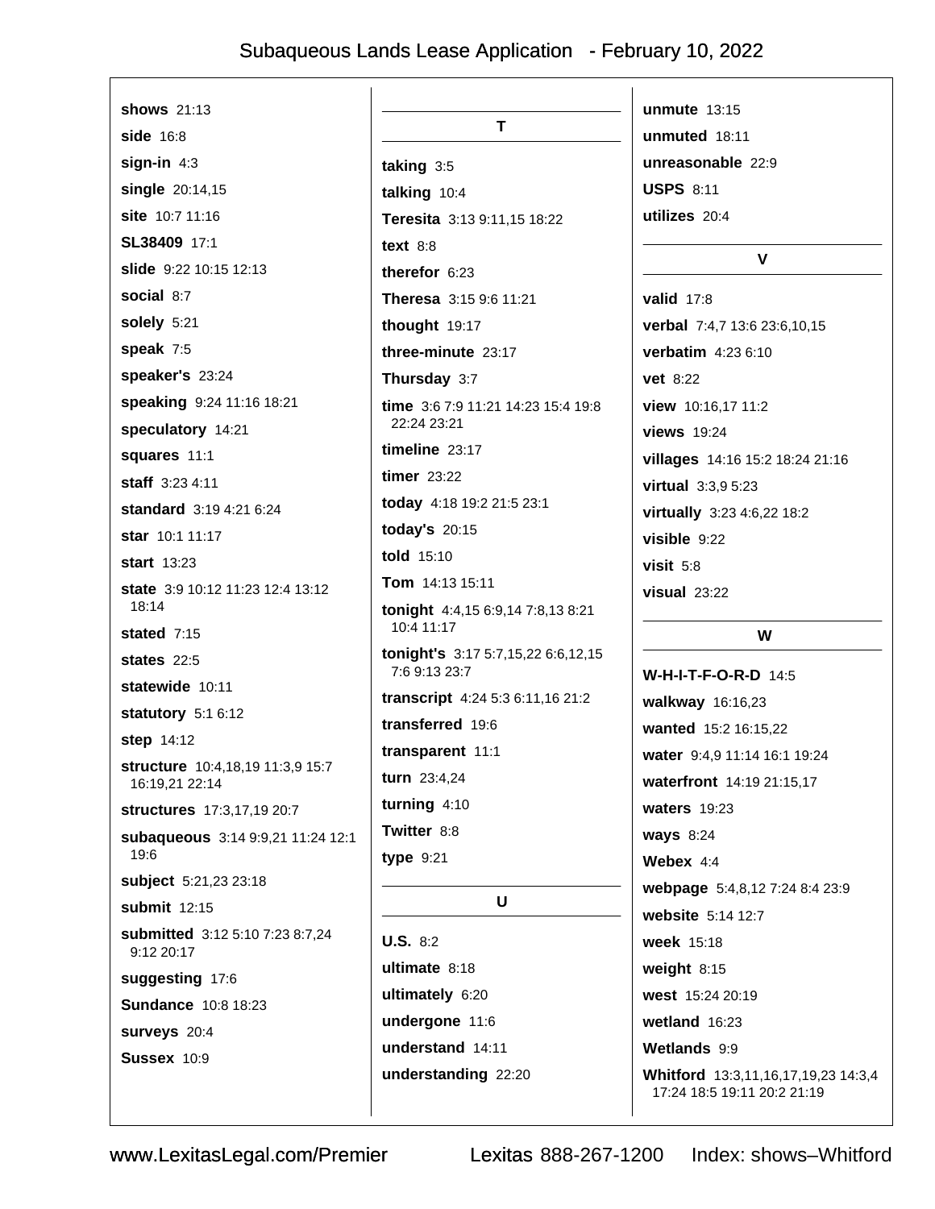**shows** 21:13

**side** 16:8

**sign-in** 4:3

**single** 20:14,15

**site** 10:7 11:16

**SL38409** 17:1

**slide** 9:22 10:15 12:13

**social** 8:7

**solely** 5:21

**speak** 7:5

**speaker's** 23:24

**speaking** 9:24 11:16 18:21

**speculatory** 14:21

**squares** 11:1

**staff** 3:23 4:11

**standard** 3:19 4:21 6:24

**star** 10:1 11:17

**start** 13:23

**state** 3:9 10:12 11:23 12:4 13:12 18:14

**stated** 7:15

**states** 22:5

**statewide** 10:11

**statutory** 5:1 6:12

**step** 14:12

**structure** 10:4,18,19 11:3,9 15:7 16:19,21 22:14

**structures** 17:3,17,19 20:7

**subaqueous** 3:14 9:9,21 11:24 12:1 19:6

**subject** 5:21,23 23:18

**submit** 12:15

**submitted** 3:12 5:10 7:23 8:7,24 9:12 20:17

**suggesting** 17:6

**Sundance** 10:8 18:23

**surveys** 20:4

**Sussex** 10:9

## T

**taking** 3:5

**talking** 10:4

**Teresita** 3:13 9:11,15 18:22

**text** 8:8

**therefor** 6:23

**Theresa** 3:15 9:6 11:21

**thought** 19:17

**three-minute** 23:17

**Thursday** 3:7

**time** 3:6 7:9 11:21 14:23 15:4 19:8 22:24 23:21

**timeline** 23:17

**timer** 23:22

**today** 4:18 19:2 21:5 23:1

**today's** 20:15

**told** 15:10

**Tom** 14:13 15:11

**tonight** 4:4,15 6:9,14 7:8,13 8:21 10:4 11:17

**tonight's** 3:17 5:7,15,22 6:6,12,15 7:6 9:13 23:7

**transcript** 4:24 5:3 6:11,16 21:2

**transferred** 19:6

**transparent** 11:1

**turn** 23:4,24

**turning** 4:10

**Twitter** 8:8

**type** 9:21

## U

**U.S.** 8:2

**ultimate** 8:18

**ultimately** 6:20

**undergone** 11:6

**understand** 14:11

**understanding** 22:20

**unmute** 13:15

**unmuted** 18:11

**unreasonable** 22:9

**USPS** 8:11

**utilizes** 20:4

## V

**valid** 17:8

**verbal** 7:4,7 13:6 23:6,10,15

**verbatim** 4:23 6:10

**vet** 8:22

**view** 10:16,17 11:2

**views** 19:24

**villages** 14:16 15:2 18:24 21:16

**virtual** 3:3,9 5:23

**virtually** 3:23 4:6,22 18:2

**visible** 9:22

**visit** 5:8

**visual** 23:22

## W

**W-H-I-T-F-O-R-D** 14:5

**walkway** 16:16,23

**wanted** 15:2 16:15,22

**water** 9:4,9 11:14 16:1 19:24

**waterfront** 14:19 21:15,17

**waters** 19:23

**ways** 8:24

**Webex** 4:4

**webpage** 5:4,8,12 7:24 8:4 23:9

**website** 5:14 12:7

**week** 15:18

**weight** 8:15

**west** 15:24 20:19

**wetland** 16:23

**Wetlands** 9:9

**Whitford** 13:3,11,16,17,19,23 14:3,4 17:24 18:5 19:11 20:2 21:19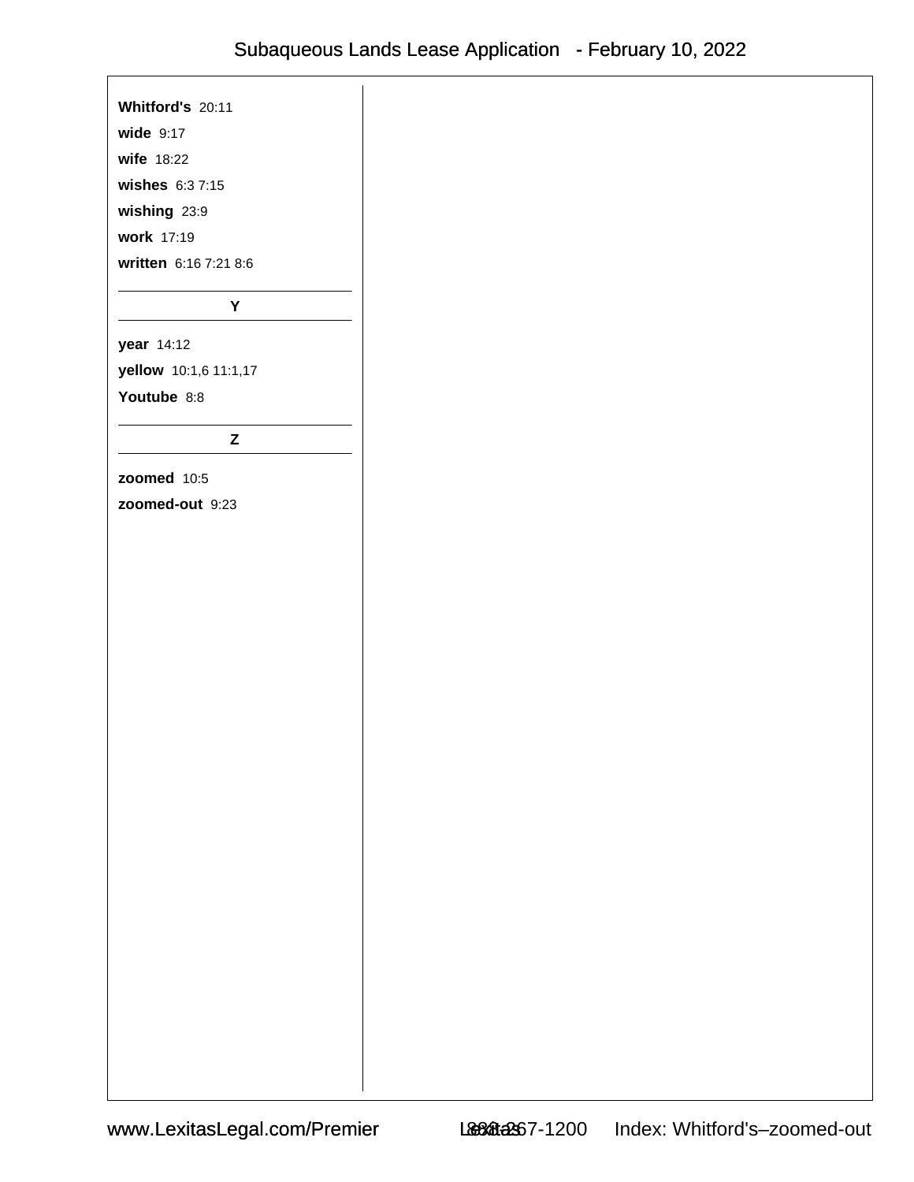**Whitford's** 20:11

**wide** 9:17

**wife** 18:22

**wishes** 6:3 7:15

**wishing** 23:9

**work** 17:19

**written** 6:16 7:21 8:6

## Y

**year** 14:12

**yellow** 10:1,6 11:1,17

**Youtube** 8:8

## Z

**zoomed** 10:5

**zoomed-out** 9:23